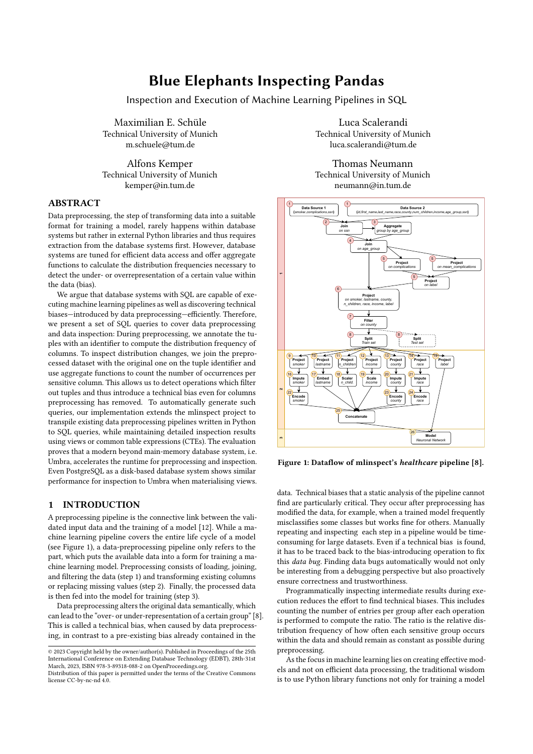# Blue Elephants Inspecting Pandas

Inspection and Execution of Machine Learning Pipelines in SQL

Maximilian E. Schüle
Technical University of Munich
m.schuele@tum.de

Luca Scalerandi
Technical University of Munich
luca.scalerandi@tum.de

Alfons Kemper
Technical University of Munich
kemper@in.tum.de

Thomas Neumann
Technical University of Munich
neumann@in.tum.de

## ABSTRACT

Data preprocessing, the step of transforming data into a suitable format for training a model, rarely happens within database systems but rather in external Python libraries and thus requires extraction from the database systems first. However, database systems are tuned for efficient data access and offer aggregate functions to calculate the distribution frequencies necessary to detect the under- or overrepresentation of a certain value within the data (bias).

We argue that database systems with SQL are capable of executing machine learning pipelines as well as discovering technical biases—introduced by data preprocessing—efficiently. Therefore, we present a set of SQL queries to cover data preprocessing and data inspection: During preprocessing, we annotate the tuples with an identifier to compute the distribution frequency of columns. To inspect distribution changes, we join the preprocessed dataset with the original one on the tuple identifier and use aggregate functions to count the number of occurrences per sensitive column. This allows us to detect operations which filter out tuples and thus introduce a technical bias even for columns preprocessing has removed. To automatically generate such queries, our implementation extends the mlinspect project to transpile existing data preprocessing pipelines written in Python to SQL queries, while maintaining detailed inspection results using views or common table expressions (CTEs). The evaluation proves that a modern beyond main-memory database system, i.e. Umbra, accelerates the runtime for preprocessing and inspection. Even PostgreSQL as a disk-based database system shows similar performance for inspection to Umbra when materialising views.

Figure 1: Dataflow of mlinspect's *healthcare* pipeline [8].

## 1 INTRODUCTION

A preprocessing pipeline is the connective link between the validated input data and the training of a model [12]. While a machine learning pipeline covers the entire life cycle of a model (see Figure 1), a data-preprocessing pipeline only refers to the part, which puts the available data into a form for training a machine learning model. Preprocessing consists of loading, joining, and filtering the data (step 1) and transforming existing columns or replacing missing values (step 2). Finally, the processed data is then fed into the model for training (step 3).

Data preprocessing alters the original data semantically, which can lead to the "over- or under-representation of a certain group" [8]. This is called a technical bias, when caused by data preprocessing, in contrast to a pre-existing bias already contained in the data. Technical biases that a static analysis of the pipeline cannot find are particularly critical. They occur after preprocessing has modified the data, for example, when a trained model frequently misclassifies some classes but works fine for others. Manually repeating and inspecting each step in a pipeline would be time-consuming for large datasets. Even if a technical bias is found, it has to be traced back to the bias-introducing operation to fix this *data bug*. Finding data bugs automatically would not only be interesting from a debugging perspective but also proactively ensure correctness and trustworthiness.

Programmatically inspecting intermediate results during execution reduces the effort to find technical biases. This includes counting the number of entries per group after each operation is performed to compute the ratio. The ratio is the relative distribution frequency of how often each sensitive group occurs within the data and should remain as constant as possible during preprocessing.

As the focus in machine learning lies on creating effective models and not on efficient data processing, the traditional wisdom is to use Python library functions not only for training a model

© 2023 Copyright held by the owner/author(s). Published in Proceedings of the 25th International Conference on Extending Database Technology (EDBT), 28th-31st March, 2023, ISBN 978-3-89318-088-2 on OpenProceedings.org.
Distribution of this paper is permitted under the terms of the Creative Commons license CC-by-nc-nd 4.0.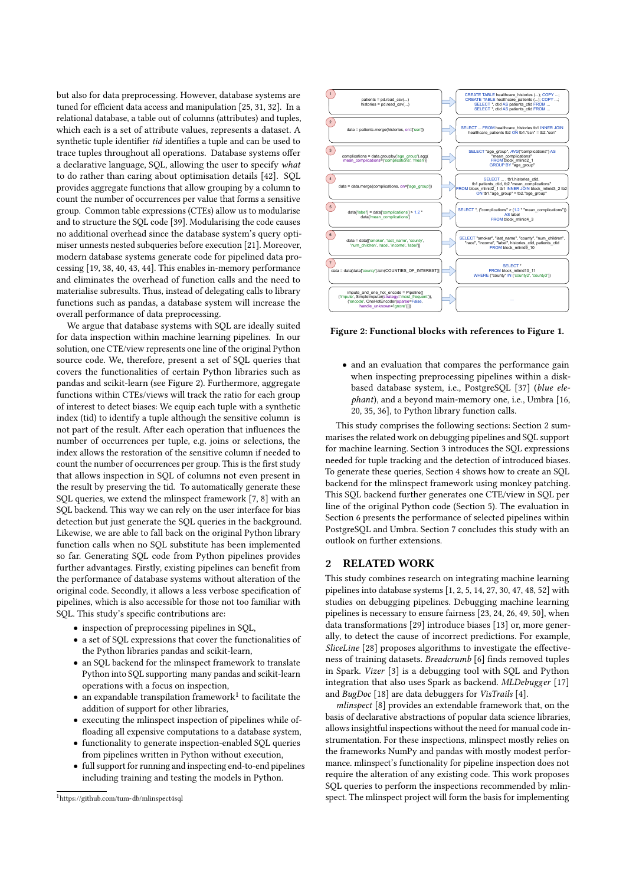but also for data preprocessing. However, database systems are tuned for efficient data access and manipulation [25, 31, 32]. In a relational database, a table out of columns (attributes) and tuples, which each is a set of attribute values, represents a dataset. A synthetic tuple identifier *tid* identifies a tuple and can be used to trace tuples throughout all operations. Database systems offer a declarative language, SQL, allowing the user to specify *what* to do rather than caring about optimisation details [42]. SQL provides aggregate functions that allow grouping by a column to count the number of occurrences per value that forms a sensitive group. Common table expressions (CTEs) allow us to modularise and to structure the SQL code [39]. Modularising the code causes no additional overhead since the database system's query optimiser unnests nested subqueries before execution [21]. Moreover, modern database systems generate code for pipelined data processing [19, 38, 40, 43, 44]. This enables in-memory performance and eliminates the overhead of function calls and the need to materialise subresults. Thus, instead of delegating calls to library functions such as pandas, a database system will increase the overall performance of data preprocessing.

We argue that database systems with SQL are ideally suited for data inspection within machine learning pipelines. In our solution, one CTE/view represents one line of the original Python source code. We, therefore, present a set of SQL queries that covers the functionalities of certain Python libraries such as pandas and scikit-learn (see Figure 2). Furthermore, aggregate functions within CTEs/views will track the ratio for each group of interest to detect biases: We equip each tuple with a synthetic index (tid) to identify a tuple although the sensitive column is not part of the result. After each operation that influences the number of occurrences per tuple, e.g. joins or selections, the index allows the restoration of the sensitive column if needed to count the number of occurrences per group. This is the first study that allows inspection in SQL of columns not even present in the result by preserving the tid. To automatically generate these SQL queries, we extend the mlinspect framework [7, 8] with an SQL backend. This way we can rely on the user interface for bias detection but just generate the SQL queries in the background. Likewise, we are able to fall back on the original Python library function calls when no SQL substitute has been implemented so far. Generating SQL code from Python pipelines provides further advantages. Firstly, existing pipelines can benefit from the performance of database systems without alteration of the original code. Secondly, it allows a less verbose specification of pipelines, which is also accessible for those not too familiar with SQL. This study's specific contributions are:

- inspection of preprocessing pipelines in SQL,
- a set of SQL expressions that cover the functionalities of the Python libraries pandas and scikit-learn,
- an SQL backend for the mlinspect framework to translate Python into SQL supporting many pandas and scikit-learn operations with a focus on inspection,
- an expandable transpilation framework[1] to facilitate the addition of support for other libraries,
- executing the mlinspect inspection of pipelines while offloading all expensive computations to a database system,
- functionality to generate inspection-enabled SQL queries from pipelines written in Python without execution,
- full support for running and inspecting end-to-end pipelines including training and testing the models in Python.

[1] https://github.com/tum-db/mlinspect4sql

| | Python | SQL |
|---|---|---|
| 1 | patients = pd.read_csv(...) histories = pd.read_csv(...) | CREATE TABLE healthcare_histories (...); COPY ...; CREATE TABLE healthcare_patients (...); COPY ...; SELECT *, ctid AS patients_ctid FROM ... SELECT *, ctid AS patients_ctid FROM ... |
| 2 | data = patients.merge(histories, on=['ssn']) | SELECT ... FROM healthcare_histories tb1 INNER JOIN healthcare_patients tb2 ON tb1."ssn" = tb2."ssn" |
| 3 | complications = data.groupby('age_group').agg( mean_complications=('complications', 'mean')) | SELECT "age_group", AVG("complications") AS "mean_complications" FROM block_mlinid2_1 GROUP BY "age_group" |
| 4 | data = data.merge(complications, on=['age_group']) | SELECT ... , tb1.histories_ctid, tb1.patients_ctid, tb2."mean_complications" FROM block_mlinid2_1 tb1 INNER JOIN block_mlinid3_2 tb2 ON tb1."age_group" = tb2."age_group" |
| 5 | data['label'] = data['complications'] > 1.2 * data['mean_complications'] | SELECT *, ("complications" > (1.2 * "mean_complications")) AS label FROM block_mlinid4_3 |
| 6 | data = data[['smoker', 'last_name', 'county', 'num_children', 'race', 'income', 'label']] | SELECT "smoker", "last_name", "county", "num_children", "race", "income", "label", histories_ctid, patients_ctid FROM block_mlinid9_10 |
| 7 | data = data[data['county'].isin(COUNTIES_OF_INTEREST)] | SELECT * FROM block_mlinid10_11 WHERE ("county" IN ('county2', 'county3')) |
| | impute_and_one_hot_encode = Pipeline([ ('impute', SimpleImputer(strategy='most_frequent')), ('encode', OneHotEncoder(sparse=False, handle_unknown='ignore'))]) | ... |

**Figure 2: Functional blocks with references to Figure 1.**

- and an evaluation that compares the performance gain when inspecting preprocessing pipelines within a disk-based database system, i.e., PostgreSQL [37] (*blue elephant*) and a beyond main-memory one, i.e., Umbra [16, 20, 35, 36], to Python library function calls.

This study comprises the following sections: Section 2 summarises the related work on debugging pipelines and SQL support for machine learning. Section 3 introduces the SQL expressions needed for tuple tracking and the detection of introduced biases. To generate these queries, Section 4 shows how to create an SQL backend for the mlinspect framework using monkey patching. This SQL backend further generates one CTE/view in SQL per line of the original Python code (Section 5). The evaluation in Section 6 presents the performance of selected pipelines within PostgreSQL and Umbra. Section 7 concludes this study with an outlook on further extensions.

## 2 RELATED WORK

This study combines research on integrating machine learning pipelines into database systems [1, 2, 5, 14, 27, 30, 47, 48, 52] with studies on debugging pipelines. Debugging machine learning pipelines is necessary to ensure fairness [23, 24, 26, 49, 50], when data transformations [29] introduce biases [13] or, more generally, to detect the cause of incorrect predictions. For example, *SliceLine* [28] proposes algorithms to investigate the effectiveness of training datasets. *Breadcrumb* [6] finds removed tuples in Spark. *Vizer* [3] is a debugging tool with SQL and Python integration that also uses Spark as backend. *MLDebugger* [17] and *BugDoc* [18] are data debuggers for *VisTrails* [4].

*mlinspect* [8] provides an extendable framework that, on the basis of declarative abstractions of popular data science libraries, allows insightful inspections without the need for manual code instrumentation. For these inspections, mlinspect mostly relies on the frameworks NumPy and pandas with mostly modest performance. mlinspect's functionality for pipeline inspection does not require the alteration of any existing code. This work proposes SQL queries to perform the inspections recommended by mlinspect. The mlinspect project will form the basis for implementing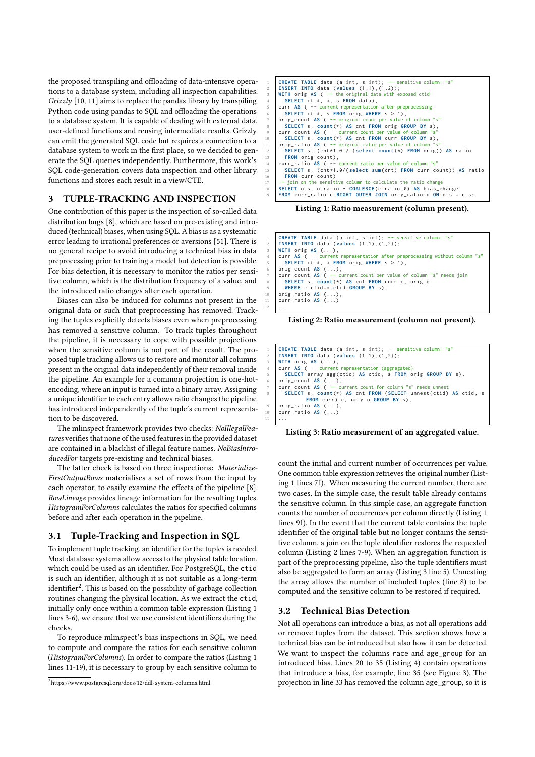the proposed transpiling and offloading of data-intensive operations to a database system, including all inspection capabilities. *Grizzly* [10, 11] aims to replace the pandas library by transpiling Python code using pandas to SQL and offloading the operations to a database system. It is capable of dealing with external data, user-defined functions and reusing intermediate results. Grizzly can emit the generated SQL code but requires a connection to a database system to work in the first place, so we decided to generate the SQL queries independently. Furthermore, this work's SQL code-generation covers data inspection and other library functions and stores each result in a view/CTE.

## 3 TUPLE-TRACKING AND INSPECTION

One contribution of this paper is the inspection of so-called data distribution bugs [8], which are based on pre-existing and introduced (technical) biases, when using SQL. A bias is as a systematic error leading to irrational preferences or aversions [51]. There is no general recipe to avoid introducing a technical bias in data preprocessing prior to training a model but detection is possible. For bias detection, it is necessary to monitor the ratios per sensitive column, which is the distribution frequency of a value, and the introduced ratio changes after each operation.

Biases can also be induced for columns not present in the original data or such that preprocessing has removed. Tracking the tuples explicitly detects biases even when preprocessing has removed a sensitive column. To track tuples throughout the pipeline, it is necessary to cope with possible projections when the sensitive column is not part of the result. The proposed tuple tracking allows us to restore and monitor all columns present in the original data independently of their removal inside the pipeline. An example for a common projection is one-hot-encoding, where an input is turned into a binary array. Assigning a unique identifier to each entry allows ratio changes the pipeline has introduced independently of the tuple's current representation to be discovered.

The mlinspect framework provides two checks: *NoIllegalFeatures* verifies that none of the used features in the provided dataset are contained in a blacklist of illegal feature names. *NoBiasIntroducedFor* targets pre-existing and technical biases.

The latter check is based on three inspections: *MaterializeFirstOutputRows* materialises a set of rows from the input by each operator, to easily examine the effects of the pipeline [8]. *RowLineage* provides lineage information for the resulting tuples. *HistogramForColumns* calculates the ratios for specified columns before and after each operation in the pipeline.

### 3.1 Tuple-Tracking and Inspection in SQL

To implement tuple tracking, an identifier for the tuples is needed. Most database systems allow access to the physical table location, which could be used as an identifier. For PostgreSQL, the `ctid` is such an identifier, although it is not suitable as a long-term identifier[2]. This is based on the possibility of garbage collection routines changing the physical location. As we extract the `ctid`, initially only once within a common table expression (Listing 1 lines 3-6), we ensure that we use consistent identifiers during the checks.

To reproduce mlinspect's bias inspections in SQL, we need to compute and compare the ratios for each sensitive column (*HistogramForColumns*). In order to compare the ratios (Listing 1 lines 11-19), it is necessary to group by each sensitive column to count the initial and current number of occurrences per value. One common table expression retrieves the original number (Listing 1 lines 7f). When measuring the current number, there are two cases. In the simple case, the result table already contains the sensitive column. In this simple case, an aggregate function counts the number of occurrences per column directly (Listing 1 lines 9f). In the event that the current table contains the tuple identifier of the original table but no longer contains the sensitive column, a join on the tuple identifier restores the requested column (Listing 2 lines 7-9). When an aggregation function is part of the preprocessing pipeline, also the tuple identifiers must also be aggregated to form an array (Listing 3 line 5). Unnesting the array allows the number of included tuples (line 8) to be computed and the sensitive column to be restored if required.

[2] https://www.postgresql.org/docs/12/ddl-system-columns.html

```
CREATE TABLE data (a int, s int); -- sensitive column: "s"
INSERT INTO data (values (1,1),(1,2));
WITH orig AS ( -- the original data with exposed ctid
  SELECT ctid, a, s FROM data),
curr AS ( -- current representation after preprocessing
  SELECT ctid, s FROM orig WHERE s > 1),
orig_count AS ( -- original count per value of column "s"
  SELECT s, count(*) AS cnt FROM orig GROUP BY s),
curr_count AS ( -- current count per value of column "s"
  SELECT s, count(*) AS cnt FROM curr GROUP BY s),
orig_ratio AS ( -- original ratio per value of column "s"
  SELECT s, (cnt*1.0 / (select count(*) FROM orig)) AS ratio
  FROM orig_count),
curr_ratio AS ( -- current ratio per value of column "s"
  SELECT s, (cnt*1.0/(select sum(cnt) FROM curr_count)) AS ratio
  FROM curr_count)
-- join on the sensitive column to calculate the ratio change
SELECT o.s, o.ratio - COALESCE(c.ratio,0) AS bias_change
FROM curr_ratio c RIGHT OUTER JOIN orig_ratio o ON o.s = c.s;
```

**Listing 1: Ratio measurement (column present).**

```
CREATE TABLE data (a int, s int); -- sensitive column: "s"
INSERT INTO data (values (1,1),(1,2));
WITH orig AS (...),
curr AS ( -- current representation after preprocessing without column "s"
  SELECT ctid, a FROM orig WHERE s > 1),
orig_count AS (...),
curr_count AS ( -- current count per value of column "s" needs join
  SELECT s, count(*) AS cnt FROM curr c, orig o
  WHERE c.ctid=o.ctid GROUP BY s),
orig_ratio AS (...),
curr_ratio AS (...)
...
```

**Listing 2: Ratio measurement (column not present).**

```
CREATE TABLE data (a int, s int); -- sensitive column: "s"
INSERT INTO data (values (1,1),(1,2));
WITH orig AS (...),
curr AS ( -- current representation (aggregated)
  SELECT array_agg(ctid) AS ctid, s FROM orig GROUP BY s),
orig_count AS (...),
curr_count AS ( -- current count for column "s" needs unnest
  SELECT s, count(*) AS cnt FROM (SELECT unnest(ctid) AS ctid, s
        FROM curr) c, orig o GROUP BY s),
orig_ratio AS (...),
curr_ratio AS (...)
...
```

**Listing 3: Ratio measurement of an aggregated value.**

### 3.2 Technical Bias Detection

Not all operations can introduce a bias, as not all operations add or remove tuples from the dataset. This section shows how a technical bias can be introduced but also how it can be detected. We want to inspect the columns `race` and `age_group` for an introduced bias. Lines 20 to 35 (Listing 4) contain operations that introduce a bias, for example, line 35 (see Figure 3). The projection in line 33 has removed the column `age_group`, so it is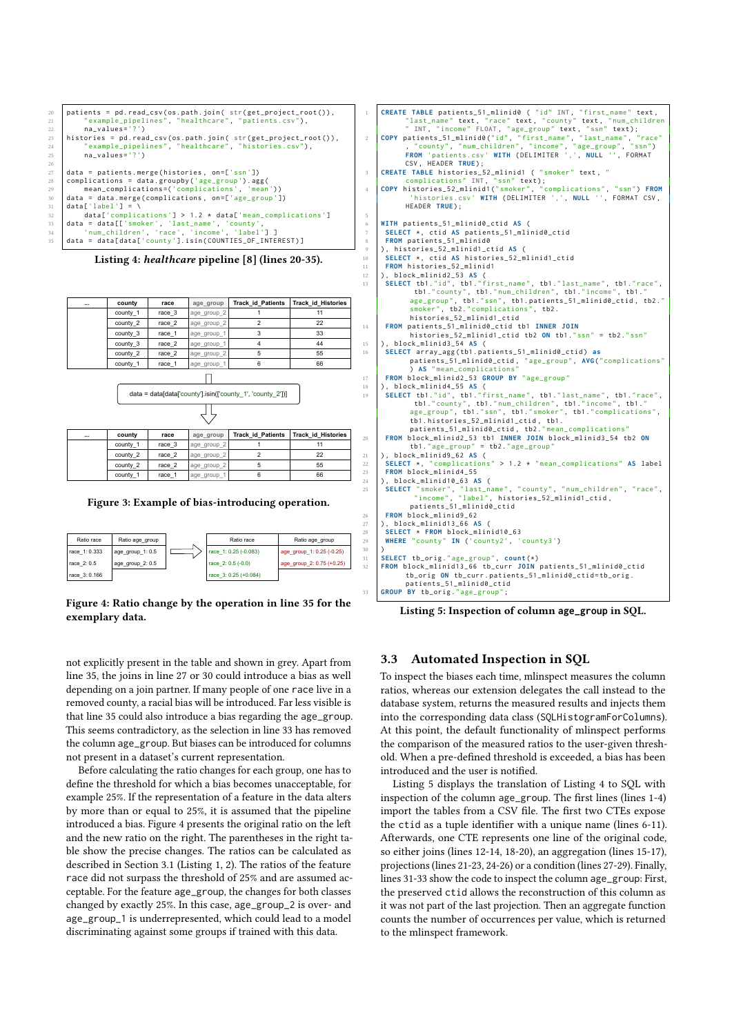```python
patients = pd.read_csv(os.path.join( str(get_project_root()),
    "example_pipelines", "healthcare", "patients.csv"),
    na_values='?')
histories = pd.read_csv(os.path.join( str(get_project_root()),
    "example_pipelines", "healthcare", "histories.csv"),
    na_values='?')

data = patients.merge(histories, on=['ssn'])
complications = data.groupby('age_group').agg(
    mean_complications=('complications', 'mean'))
data = data.merge(complications, on=['age_group'])
data['label'] = \
    data['complications'] > 1.2 * data['mean_complications']
data = data[['smoker', 'last_name', 'county',
    'num_children', 'race', 'income', 'label'] ]
data = data[data['county'].isin(COUNTIES_OF_INTEREST)]
```

**Listing 4: *healthcare* pipeline [8] (lines 20-35).**

| ... | county | race | age_group | Track_id_Patients | Track_id_Histories |
|---|---|---|---|---|---|
| | county_1 | race_3 | age_group_2 | 1 | 11 |
| | county_2 | race_2 | age_group_2 | 2 | 22 |
| | county_3 | race_1 | age_group_1 | 3 | 33 |
| | county_3 | race_2 | age_group_1 | 4 | 44 |
| | county_2 | race_2 | age_group_2 | 5 | 55 |
| | county_1 | race_1 | age_group_1 | 6 | 66 |

data = data[data['county'].isin(['county_1', 'county_2'])]

| ... | county | race | age_group | Track_id_Patients | Track_id_Histories |
|---|---|---|---|---|---|
| | county_1 | race_3 | age_group_2 | 1 | 11 |
| | county_2 | race_2 | age_group_2 | 2 | 22 |
| | county_2 | race_2 | age_group_2 | 5 | 55 |
| | county_1 | race_1 | age_group_1 | 6 | 66 |

**Figure 3: Example of bias-introducing operation.**

| Ratio race | Ratio age_group |
|---|---|
| race_1: 0.333 | age_group_1: 0.5 |
| race_2: 0.5 | age_group_2: 0.5 |
| race_3: 0.166 | |

| Ratio race | Ratio age_group |
|---|---|
| race_1: 0.25 (-0.083) | age_group_1: 0.25 (-0.25) |
| race_2: 0.5 (-0.0) | age_group_2: 0.75 (+0.25) |
| race_3: 0.25 (+0.084) | |

**Figure 4: Ratio change by the operation in line 35 for the exemplary data.**

not explicitly present in the table and shown in grey. Apart from line 35, the joins in line 27 or 30 could introduce a bias as well depending on a join partner. If many people of one race live in a removed county, a racial bias will be introduced. Far less visible is that line 35 could also introduce a bias regarding the age_group. This seems contradictory, as the selection in line 33 has removed the column age_group. But biases can be introduced for columns not present in a dataset's current representation.

Before calculating the ratio changes for each group, one has to define the threshold for which a bias becomes unacceptable, for example 25%. If the representation of a feature in the data alters by more than or equal to 25%, it is assumed that the pipeline introduced a bias. Figure 4 presents the original ratio on the left and the new ratio on the right. The parentheses in the right table show the precise changes. The ratios can be calculated as described in Section 3.1 (Listing 1, 2). The ratios of the feature race did not surpass the threshold of 25% and are assumed acceptable. For the feature age_group, the changes for both classes changed by exactly 25%. In this case, age_group_2 is over- and age_group_1 is underrepresented, which could lead to a model discriminating against some groups if trained with this data.

```sql
CREATE TABLE patients_51_mlinid0 ( "id" INT, "first_name" text,
    "last_name" text, "race" text, "county" text, "num_children
    " INT, "income" FLOAT, "age_group" text, "ssn" text);
COPY patients_51_mlinid0("id", "first_name", "last_name", "race"
    , "county", "num_children", "income", "age_group", "ssn")
    FROM 'patients.csv' WITH (DELIMITER ',', NULL '', FORMAT
    CSV, HEADER TRUE);
CREATE TABLE histories_52_mlinid1 ( "smoker" text, "
    complications" INT, "ssn" text);
COPY histories_52_mlinid1("smoker", "complications", "ssn") FROM
     'histories.csv' WITH (DELIMITER ',', NULL '', FORMAT CSV,
    HEADER TRUE);

WITH patients_51_mlinid0_ctid AS (
 SELECT *, ctid AS patients_51_mlinid0_ctid
 FROM patients_51_mlinid0
), histories_52_mlinid1_ctid AS (
 SELECT *, ctid AS histories_52_mlinid1_ctid
 FROM histories_52_mlinid1
), block_mlinid2_53 AS (
 SELECT tb1."id", tb1."first_name", tb1."last_name", tb1."race",
      tb1."county", tb1."num_children", tb1."income", tb1."
     age_group", tb1."ssn", tb1.patients_51_mlinid0_ctid, tb2."
     smoker", tb2."complications", tb2.
     histories_52_mlinid1_ctid
 FROM patients_51_mlinid0_ctid tb1 INNER JOIN
      histories_52_mlinid1_ctid tb2 ON tb1."ssn" = tb2."ssn"
), block_mlinid3_54 AS (
 SELECT array_agg(tb1.patients_51_mlinid0_ctid) as
      patients_51_mlinid0_ctid, "age_group", AVG("complications"
      ) AS "mean_complications"
 FROM block_mlinid2_53 GROUP BY "age_group"
), block_mlinid4_55 AS (
 SELECT tb1."id", tb1."first_name", tb1."last_name", tb1."race",
      tb1."county", tb1."num_children", tb1."income", tb1."
     age_group", tb1."ssn", tb1."smoker", tb1."complications",
     tb1.histories_52_mlinid1_ctid, tb1.
     patients_51_mlinid0_ctid, tb2."mean_complications"
 FROM block_mlinid2_53 tb1 INNER JOIN block_mlinid3_54 tb2 ON
      tb1."age_group" = tb2."age_group"
), block_mlinid9_62 AS (
 SELECT *, "complications" > 1.2 * "mean_complications" AS label
 FROM block_mlinid4_55
), block_mlinid10_63 AS (
 SELECT "smoker", "last_name", "county", "num_children", "race",
      "income", "label", histories_52_mlinid1_ctid,
      patients_51_mlinid0_ctid
 FROM block_mlinid9_62
), block_mlinid13_66 AS (
 SELECT * FROM block_mlinid10_63
 WHERE "county" IN ('county2', 'county3')
)
SELECT tb_orig."age_group", count(*)
FROM block_mlinid13_66 tb_curr JOIN patients_51_mlinid0_ctid
     tb_orig ON tb_curr.patients_51_mlinid0_ctid=tb_orig.
     patients_51_mlinid0_ctid
GROUP BY tb_orig."age_group";
```

**Listing 5: Inspection of column age_group in SQL.**

## 3.3 Automated Inspection in SQL

To inspect the biases each time, mlinspect measures the column ratios, whereas our extension delegates the call instead to the database system, returns the measured results and injects them into the corresponding data class (SQLHistogramForColumns). At this point, the default functionality of mlinspect performs the comparison of the measured ratios to the user-given threshold. When a pre-defined threshold is exceeded, a bias has been introduced and the user is notified.

Listing 5 displays the translation of Listing 4 to SQL with inspection of the column age_group. The first lines (lines 1-4) import the tables from a CSV file. The first two CTEs expose the ctid as a tuple identifier with a unique name (lines 6-11). Afterwards, one CTE represents one line of the original code, so either joins (lines 12-14, 18-20), an aggregation (lines 15-17), projections (lines 21-23, 24-26) or a condition (lines 27-29). Finally, lines 31-33 show the code to inspect the column age_group: First, the preserved ctid allows the reconstruction of this column as it was not part of the last projection. Then an aggregate function counts the number of occurrences per value, which is returned to the mlinspect framework.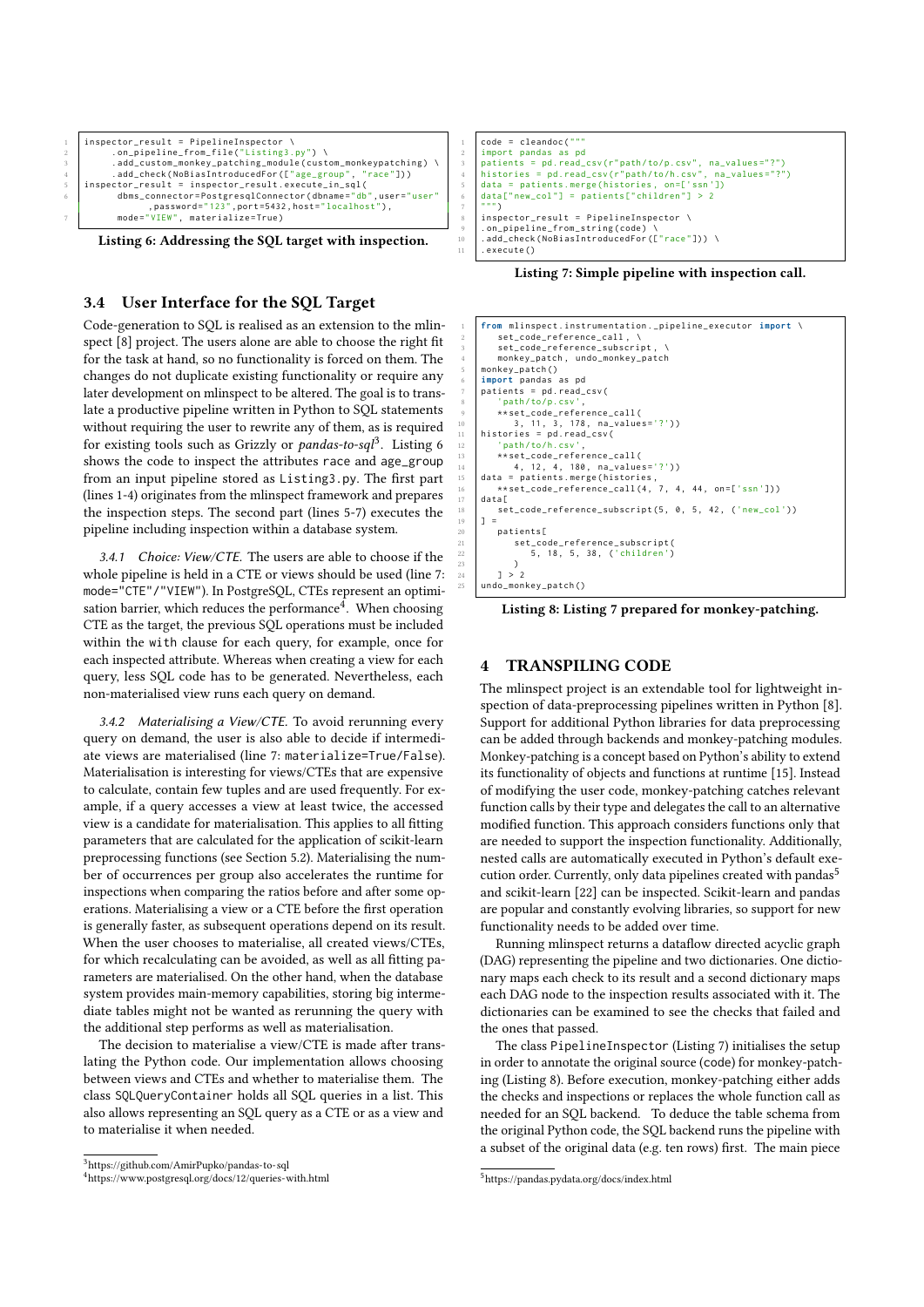```
inspector_result = PipelineInspector \
    .on_pipeline_from_file("Listing3.py") \
    .add_custom_monkey_patching_module(custom_monkeypatching) \
    .add_check(NoBiasIntroducedFor(["age_group", "race"]))
inspector_result = inspector_result.execute_in_sql(
    dbms_connector=PostgresqlConnector(dbname="db",user="user"
        ,password="123",port=5432,host="localhost"),
    mode="VIEW", materialize=True)
```

**Listing 6: Addressing the SQL target with inspection.**

## 3.4 User Interface for the SQL Target

Code-generation to SQL is realised as an extension to the mlinspect [8] project. The users alone are able to choose the right fit for the task at hand, so no functionality is forced on them. The changes do not duplicate existing functionality or require any later development on mlinspect to be altered. The goal is to translate a productive pipeline written in Python to SQL statements without requiring the user to rewrite any of them, as is required for existing tools such as Grizzly or *pandas-to-sql*[3]. Listing 6 shows the code to inspect the attributes race and age_group from an input pipeline stored as Listing3.py. The first part (lines 1-4) originates from the mlinspect framework and prepares the inspection steps. The second part (lines 5-7) executes the pipeline including inspection within a database system.

*3.4.1 Choice: View/CTE.* The users are able to choose if the whole pipeline is held in a CTE or views should be used (line 7: mode="CTE"/"VIEW"). In PostgreSQL, CTEs represent an optimisation barrier, which reduces the performance[4]. When choosing CTE as the target, the previous SQL operations must be included within the with clause for each query, for example, once for each inspected attribute. Whereas when creating a view for each query, less SQL code has to be generated. Nevertheless, each non-materialised view runs each query on demand.

*3.4.2 Materialising a View/CTE.* To avoid rerunning every query on demand, the user is also able to decide if intermediate views are materialised (line 7: materialize=True/False). Materialisation is interesting for views/CTEs that are expensive to calculate, contain few tuples and are used frequently. For example, if a query accesses a view at least twice, the accessed view is a candidate for materialisation. This applies to all fitting parameters that are calculated for the application of scikit-learn preprocessing functions (see Section 5.2). Materialising the number of occurrences per group also accelerates the runtime for inspections when comparing the ratios before and after some operations. Materialising a view or a CTE before the first operation is generally faster, as subsequent operations depend on its result. When the user chooses to materialise, all created views/CTEs, for which recalculating can be avoided, as well as all fitting parameters are materialised. On the other hand, when the database system provides main-memory capabilities, storing big intermediate tables might not be wanted as rerunning the query with the additional step performs as well as materialisation.

The decision to materialise a view/CTE is made after translating the Python code. Our implementation allows choosing between views and CTEs and whether to materialise them. The class SQLQueryContainer holds all SQL queries in a list. This also allows representing an SQL query as a CTE or as a view and to materialise it when needed.

[3] https://github.com/AmirPupko/pandas-to-sql

[4] https://www.postgresql.org/docs/12/queries-with.html

```
code = cleandoc("""
import pandas as pd
patients = pd.read_csv(r"path/to/p.csv", na_values="?")
histories = pd.read_csv(r"path/to/h.csv", na_values="?")
data = patients.merge(histories, on=['ssn'])
data["new_col"] = patients["children"] > 2
""")
inspector_result = PipelineInspector \
.on_pipeline_from_string(code) \
.add_check(NoBiasIntroducedFor(["race"])) \
.execute()
```

**Listing 7: Simple pipeline with inspection call.**

```
from mlinspect.instrumentation._pipeline_executor import \
    set_code_reference_call, \
    set_code_reference_subscript, \
    monkey_patch, undo_monkey_patch
monkey_patch()
import pandas as pd
patients = pd.read_csv(
    'path/to/p.csv',
    **set_code_reference_call(
        3, 11, 3, 178, na_values='?'))
histories = pd.read_csv(
    'path/to/h.csv',
    **set_code_reference_call(
        4, 12, 4, 180, na_values='?'))
data = patients.merge(histories,
    **set_code_reference_call(4, 7, 4, 44, on=['ssn']))
data[
    set_code_reference_subscript(5, 0, 5, 42, ('new_col'))
] =
    patients[
        set_code_reference_subscript(
            5, 18, 5, 38, ('children')
        )
    ] > 2
undo_monkey_patch()
```

**Listing 8: Listing 7 prepared for monkey-patching.**

# 4 TRANSPILING CODE

The mlinspect project is an extendable tool for lightweight inspection of data-preprocessing pipelines written in Python [8]. Support for additional Python libraries for data preprocessing can be added through backends and monkey-patching modules. Monkey-patching is a concept based on Python's ability to extend its functionality of objects and functions at runtime [15]. Instead of modifying the user code, monkey-patching catches relevant function calls by their type and delegates the call to an alternative modified function. This approach considers functions only that are needed to support the inspection functionality. Additionally, nested calls are automatically executed in Python's default execution order. Currently, only data pipelines created with pandas[5] and scikit-learn [22] can be inspected. Scikit-learn and pandas are popular and constantly evolving libraries, so support for new functionality needs to be added over time.

Running mlinspect returns a dataflow directed acyclic graph (DAG) representing the pipeline and two dictionaries. One dictionary maps each check to its result and a second dictionary maps each DAG node to the inspection results associated with it. The dictionaries can be examined to see the checks that failed and the ones that passed.

The class PipelineInspector (Listing 7) initialises the setup in order to annotate the original source (code) for monkey-patching (Listing 8). Before execution, monkey-patching either adds the checks and inspections or replaces the whole function call as needed for an SQL backend. To deduce the table schema from the original Python code, the SQL backend runs the pipeline with a subset of the original data (e.g. ten rows) first. The main piece

[5] https://pandas.pydata.org/docs/index.html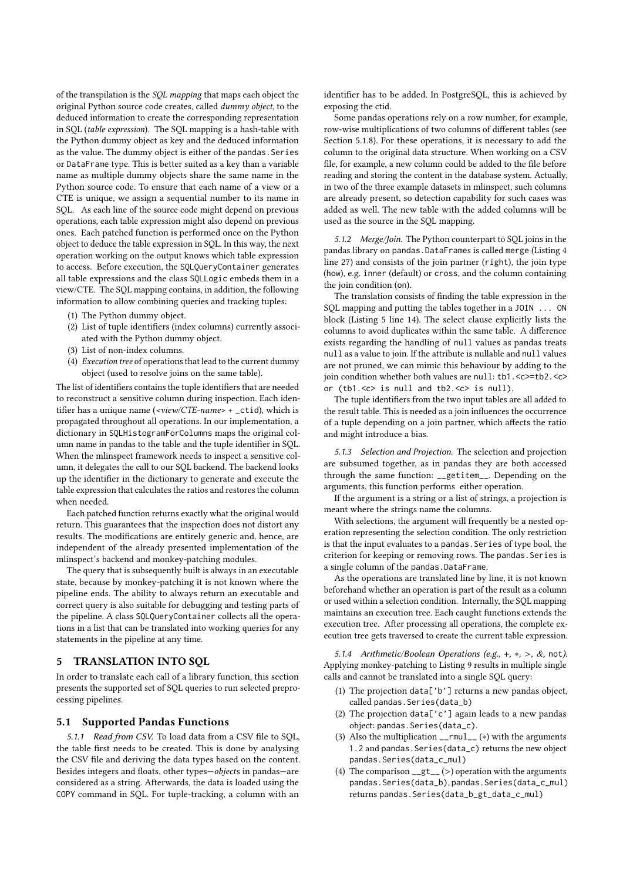of the transpilation is the *SQL mapping* that maps each object the original Python source code creates, called *dummy object*, to the deduced information to create the corresponding representation in SQL (*table expression*). The SQL mapping is a hash-table with the Python dummy object as key and the deduced information as the value. The dummy object is either of the `pandas.Series` or `DataFrame` type. This is better suited as a key than a variable name as multiple dummy objects share the same name in the Python source code. To ensure that each name of a view or a CTE is unique, we assign a sequential number to its name in SQL. As each line of the source code might depend on previous operations, each table expression might also depend on previous ones. Each patched function is performed once on the Python object to deduce the table expression in SQL. In this way, the next operation working on the output knows which table expression to access. Before execution, the `SQLQueryContainer` generates all table expressions and the class `SQLLogic` embeds them in a view/CTE. The SQL mapping contains, in addition, the following information to allow combining queries and tracking tuples:

1. The Python dummy object.
2. List of tuple identifiers (index columns) currently associated with the Python dummy object.
3. List of non-index columns.
4. *Execution tree* of operations that lead to the current dummy object (used to resolve joins on the same table).

The list of identifiers contains the tuple identifiers that are needed to reconstruct a sensitive column during inspection. Each identifier has a unique name (*<view/CTE-name>* + `_ctid`), which is propagated throughout all operations. In our implementation, a dictionary in `SQLHistogramForColumns` maps the original column name in pandas to the table and the tuple identifier in SQL. When the mlinspect framework needs to inspect a sensitive column, it delegates the call to our SQL backend. The backend looks up the identifier in the dictionary to generate and execute the table expression that calculates the ratios and restores the column when needed.

Each patched function returns exactly what the original would return. This guarantees that the inspection does not distort any results. The modifications are entirely generic and, hence, are independent of the already presented implementation of the mlinspect's backend and monkey-patching modules.

The query that is subsequently built is always in an executable state, because by monkey-patching it is not known where the pipeline ends. The ability to always return an executable and correct query is also suitable for debugging and testing parts of the pipeline. A class `SQLQueryContainer` collects all the operations in a list that can be translated into working queries for any statements in the pipeline at any time.

# 5 TRANSLATION INTO SQL

In order to translate each call of a library function, this section presents the supported set of SQL queries to run selected preprocessing pipelines.

## 5.1 Supported Pandas Functions

*5.1.1 Read from CSV.* To load data from a CSV file to SQL, the table first needs to be created. This is done by analysing the CSV file and deriving the data types based on the content. Besides integers and floats, other types—*objects* in pandas—are considered as a string. Afterwards, the data is loaded using the `COPY` command in SQL. For tuple-tracking, a column with an identifier has to be added. In PostgreSQL, this is achieved by exposing the ctid.

Some pandas operations rely on a row number, for example, row-wise multiplications of two columns of different tables (see Section 5.1.8). For these operations, it is necessary to add the column to the original data structure. When working on a CSV file, for example, a new column could be added to the file before reading and storing the content in the database system. Actually, in two of the three example datasets in mlinspect, such columns are already present, so detection capability for such cases was added as well. The new table with the added columns will be used as the source in the SQL mapping.

*5.1.2 Merge/Join.* The Python counterpart to SQL joins in the pandas library on `pandas.DataFrames` is called `merge` (Listing 4 line 27) and consists of the join partner (`right`), the join type (`how`), e.g. `inner` (default) or `cross`, and the column containing the join condition (`on`).

The translation consists of finding the table expression in the SQL mapping and putting the tables together in a `JOIN ... ON` block (Listing 5 line 14). The select clause explicitly lists the columns to avoid duplicates within the same table. A difference exists regarding the handling of `null` values as pandas treats `null` as a value to join. If the attribute is nullable and `null` values are not pruned, we can mimic this behaviour by adding to the join condition whether both values are `null`: `tb1.<c>=tb2.<c> or (tb1.<c> is null and tb2.<c> is null)`.

The tuple identifiers from the two input tables are all added to the result table. This is needed as a join influences the occurrence of a tuple depending on a join partner, which affects the ratio and might introduce a bias.

*5.1.3 Selection and Projection.* The selection and projection are subsumed together, as in pandas they are both accessed through the same function: `__getitem__`. Depending on the arguments, this function performs either operation.

If the argument is a string or a list of strings, a projection is meant where the strings name the columns.

With selections, the argument will frequently be a nested operation representing the selection condition. The only restriction is that the input evaluates to a `pandas.Series` of type bool, the criterion for keeping or removing rows. The `pandas.Series` is a single column of the `pandas.DataFrame`.

As the operations are translated line by line, it is not known beforehand whether an operation is part of the result as a column or used within a selection condition. Internally, the SQL mapping maintains an execution tree. Each caught functions extends the execution tree. After processing all operations, the complete execution tree gets traversed to create the current table expression.

*5.1.4 Arithmetic/Boolean Operations (e.g., +, ∗, >, &, not).* Applying monkey-patching to Listing 9 results in multiple single calls and cannot be translated into a single SQL query:

1. The projection `data['b']` returns a new pandas object, called `pandas.Series(data_b)`
2. The projection `data['c']` again leads to a new pandas object: `pandas.Series(data_c)`.
3. Also the multiplication `__rmul__` (∗) with the arguments `1.2` and `pandas.Series(data_c)` returns the new object `pandas.Series(data_c_mul)`
4. The comparison `__gt__` (>) operation with the arguments `pandas.Series(data_b)`, `pandas.Series(data_c_mul)` returns `pandas.Series(data_b_gt_data_c_mul)`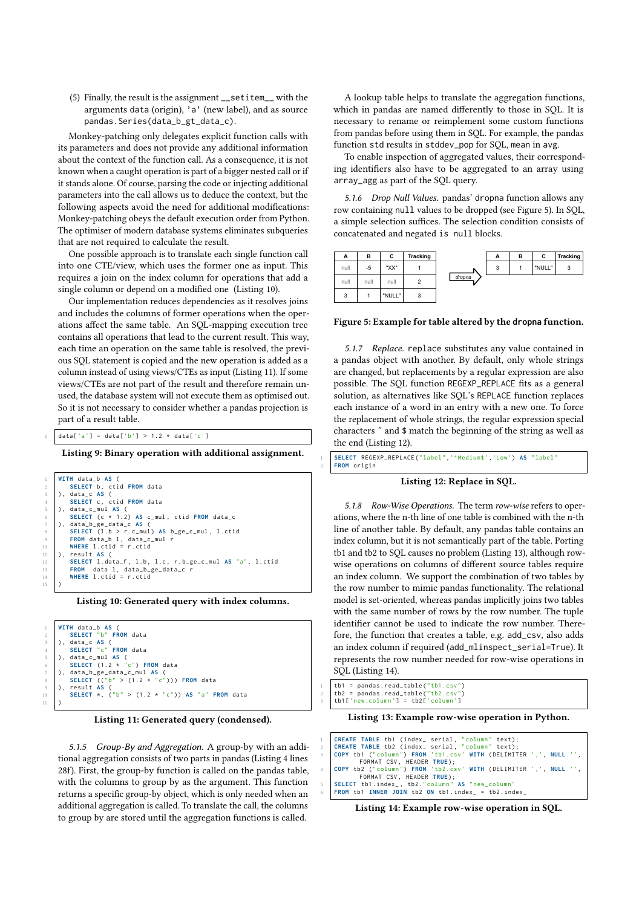(5) Finally, the result is the assignment `__setitem__` with the arguments `data` (origin), `'a'` (new label), and as source `pandas.Series(data_b_gt_data_c)`.

Monkey-patching only delegates explicit function calls with its parameters and does not provide any additional information about the context of the function call. As a consequence, it is not known when a caught operation is part of a bigger nested call or if it stands alone. Of course, parsing the code or injecting additional parameters into the call allows us to deduce the context, but the following aspects avoid the need for additional modifications: Monkey-patching obeys the default execution order from Python. The optimiser of modern database systems eliminates subqueries that are not required to calculate the result.

One possible approach is to translate each single function call into one CTE/view, which uses the former one as input. This requires a join on the index column for operations that add a single column or depend on a modified one (Listing 10).

Our implementation reduces dependencies as it resolves joins and includes the columns of former operations when the operations affect the same table. An SQL-mapping execution tree contains all operations that lead to the current result. This way, each time an operation on the same table is resolved, the previous SQL statement is copied and the new operation is added as a column instead of using views/CTEs as input (Listing 11). If some views/CTEs are not part of the result and therefore remain unused, the database system will not execute them as optimised out. So it is not necessary to consider whether a pandas projection is part of a result table.

```
data['a'] = data['b'] > 1.2 * data['c']
```

**Listing 9: Binary operation with additional assignment.**

```
WITH data_b AS (
   SELECT b, ctid FROM data
), data_c AS (
   SELECT c, ctid FROM data
), data_c_mul AS (
   SELECT (c * 1.2) AS c_mul, ctid FROM data_c
), data_b_ge_data_c AS (
   SELECT (l.b > r.c_mul) AS b_ge_c_mul, l.ctid
   FROM data_b l, data_c_mul r
   WHERE l.ctid = r.ctid
), result AS (
   SELECT l.data_f, l.b, l.c, r.b_ge_c_mul AS "a", l.ctid
   FROM  data l, data_b_ge_data_c r
   WHERE l.ctid = r.ctid
)
```

**Listing 10: Generated query with index columns.**

```
WITH data_b AS (
   SELECT "b" FROM data
), data_c AS (
   SELECT "c" FROM data
), data_c_mul AS (
   SELECT (1.2 * "c") FROM data
), data_b_ge_data_c_mul AS (
   SELECT (("b" > (1.2 * "c"))) FROM data
), result AS (
   SELECT *, ("b" > (1.2 * "c")) AS "a" FROM data
)
```

**Listing 11: Generated query (condensed).**

*5.1.5 Group-By and Aggregation.* A group-by with an additional aggregation consists of two parts in pandas (Listing 4 lines 28f). First, the group-by function is called on the pandas table, with the columns to group by as the argument. This function returns a specific group-by object, which is only needed when an additional aggregation is called. To translate the call, the columns to group by are stored until the aggregation functions is called.

A lookup table helps to translate the aggregation functions, which in pandas are named differently to those in SQL. It is necessary to rename or reimplement some custom functions from pandas before using them in SQL. For example, the pandas function `std` results in `stddev_pop` for SQL, `mean` in `avg`.

To enable inspection of aggregated values, their corresponding identifiers also have to be aggregated to an array using `array_agg` as part of the SQL query.

*5.1.6 Drop Null Values.* pandas' `dropna` function allows any row containing `null` values to be dropped (see Figure 5). In SQL, a simple selection suffices. The selection condition consists of concatenated and negated `is null` blocks.

| A | B | C | Tracking |
|---|---|---|---|
| null | -5 | "XX" | 1 |
| null | null | null | 2 |
| 3 | 1 | "NULL" | 3 |

dropna →

| A | B | C | Tracking |
|---|---|---|---|
| 3 | 1 | "NULL" | 3 |

**Figure 5: Example for table altered by the `dropna` function.**

*5.1.7 Replace.* `replace` substitutes any value contained in a pandas object with another. By default, only whole strings are changed, but replacements by a regular expression are also possible. The SQL function `REGEXP_REPLACE` fits as a general solution, as alternatives like SQL's `REPLACE` function replaces each instance of a word in an entry with a new one. To force the replacement of whole strings, the regular expression special characters ^ and $ match the beginning of the string as well as the end (Listing 12).

```
SELECT REGEXP_REPLACE("label",'^Medium$','Low') AS "label"
FROM origin
```

**Listing 12: Replace in SQL.**

*5.1.8 Row-Wise Operations.* The term *row-wise* refers to operations, where the n-th line of one table is combined with the n-th line of another table. By default, any pandas table contains an index column, but it is not semantically part of the table. Porting tb1 and tb2 to SQL causes no problem (Listing 13), although row-wise operations on columns of different source tables require an index column. We support the combination of two tables by the row number to mimic pandas functionality. The relational model is set-oriented, whereas pandas implicitly joins two tables with the same number of rows by the row number. The tuple identifier cannot be used to indicate the row number. Therefore, the function that creates a table, e.g. add_csv, also adds an index column if required (add_mlinspect_serial=True). It represents the row number needed for row-wise operations in SQL (Listing 14).

```
tb1 = pandas.read_table("tb1.csv")
tb2 = pandas.read_table("tb2.csv")
tb1['new_column'] = tb2['column']
```

**Listing 13: Example row-wise operation in Python.**

```
CREATE TABLE tb1 (index_ serial, "column" text);
CREATE TABLE tb2 (index_ serial, "column" text);
COPY tb1 ("column") FROM 'tb1.csv' WITH (DELIMITER ',', NULL '',
      FORMAT CSV, HEADER TRUE);
COPY tb2 ("column") FROM 'tb2.csv' WITH (DELIMITER ',', NULL '',
      FORMAT CSV, HEADER TRUE);
SELECT tb1.index_, tb2."column" AS "new_column"
FROM tb1 INNER JOIN tb2 ON tb1.index_ = tb2.index_
```

**Listing 14: Example row-wise operation in SQL.**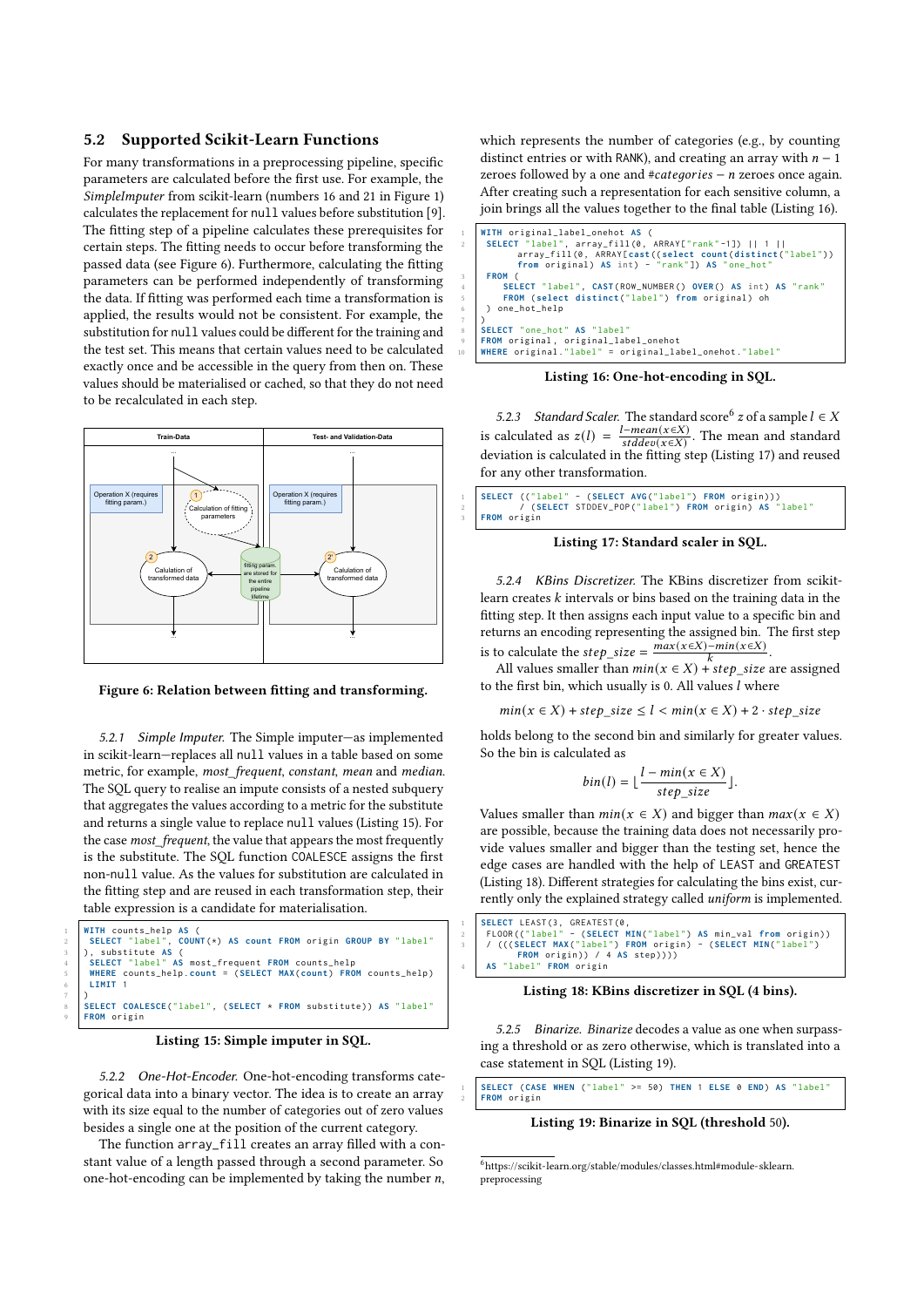## 5.2 Supported Scikit-Learn Functions

For many transformations in a preprocessing pipeline, specific parameters are calculated before the first use. For example, the *SimpleImputer* from scikit-learn (numbers 16 and 21 in Figure 1) calculates the replacement for `null` values before substitution [9]. The fitting step of a pipeline calculates these prerequisites for certain steps. The fitting needs to occur before transforming the passed data (see Figure 6). Furthermore, calculating the fitting parameters can be performed independently of transforming the data. If fitting was performed each time a transformation is applied, the results would not be consistent. For example, the substitution for `null` values could be different for the training and the test set. This means that certain values need to be calculated exactly once and be accessible in the query from then on. These values should be materialised or cached, so that they do not need to be recalculated in each step.

Figure 6: Relation between fitting and transforming.

*5.2.1 Simple Imputer.* The Simple imputer—as implemented in scikit-learn—replaces all `null` values in a table based on some metric, for example, *most_frequent*, *constant*, *mean* and *median*. The SQL query to realise an impute consists of a nested subquery that aggregates the values according to a metric for the substitute and returns a single value to replace `null` values (Listing 15). For the case *most_frequent*, the value that appears the most frequently is the substitute. The SQL function `COALESCE` assigns the first non-`null` value. As the values for substitution are calculated in the fitting step and are reused in each transformation step, their table expression is a candidate for materialisation.

```
WITH counts_help AS (
 SELECT "label", COUNT(*) AS count FROM origin GROUP BY "label"
), substitute AS (
 SELECT "label" AS most_frequent FROM counts_help
 WHERE counts_help.count = (SELECT MAX(count) FROM counts_help)
 LIMIT 1
)
SELECT COALESCE("label", (SELECT * FROM substitute)) AS "label"
FROM origin
```

Listing 15: Simple imputer in SQL.

*5.2.2 One-Hot-Encoder.* One-hot-encoding transforms categorical data into a binary vector. The idea is to create an array with its size equal to the number of categories out of zero values besides a single one at the position of the current category.

The function `array_fill` creates an array filled with a constant value of a length passed through a second parameter. So one-hot-encoding can be implemented by taking the number $n$, which represents the number of categories (e.g., by counting distinct entries or with `RANK`), and creating an array with $n-1$ zeroes followed by a one and *#categories* $- n$ zeroes once again. After creating such a representation for each sensitive column, a join brings all the values together to the final table (Listing 16).

```
WITH original_label_onehot AS (
 SELECT "label", array_fill(0, ARRAY["rank"-1]) || 1 ||
       array_fill(0, ARRAY[cast((select count(distinct("label"))
       from original) AS int) - "rank"]) AS "one_hot"
 FROM (
    SELECT "label", CAST(ROW_NUMBER() OVER() AS int) AS "rank"
    FROM (select distinct("label") from original) oh
 ) one_hot_help
)
SELECT "one_hot" AS "label"
FROM original, original_label_onehot
WHERE original."label" = original_label_onehot."label"
```

Listing 16: One-hot-encoding in SQL.

*5.2.3 Standard Scaler.* The standard score[6] $z$ of a sample $l \in X$ is calculated as $z(l) = \frac{l - mean(x \in X)}{stddev(x \in X)}$. The mean and standard deviation is calculated in the fitting step (Listing 17) and reused for any other transformation.

```
SELECT (("label" - (SELECT AVG("label") FROM origin)))
       / (SELECT STDDEV_POP("label") FROM origin) AS "label"
FROM origin
```

Listing 17: Standard scaler in SQL.

*5.2.4 KBins Discretizer.* The KBins discretizer from scikit-learn creates $k$ intervals or bins based on the training data in the fitting step. It then assigns each input value to a specific bin and returns an encoding representing the assigned bin. The first step is to calculate the $step\_size = \frac{max(x \in X) - min(x \in X)}{k}$.

All values smaller than $min(x \in X) + step\_size$ are assigned to the first bin, which usually is 0. All values $l$ where

$$min(x \in X) + step\_size \leq l < min(x \in X) + 2 \cdot step\_size$$

holds belong to the second bin and similarly for greater values. So the bin is calculated as

$$bin(l) = \lfloor \frac{l - min(x \in X)}{step\_size} \rfloor.$$

Values smaller than $min(x \in X)$ and bigger than $max(x \in X)$ are possible, because the training data does not necessarily provide values smaller and bigger than the testing set, hence the edge cases are handled with the help of `LEAST` and `GREATEST` (Listing 18). Different strategies for calculating the bins exist, currently only the explained strategy called *uniform* is implemented.

```
SELECT LEAST(3, GREATEST(0,
 FLOOR(("label" - (SELECT MIN("label") AS min_val from origin))
 / (((SELECT MAX("label") FROM origin) - (SELECT MIN("label")
      FROM origin)) / 4 AS step))))
 AS "label" FROM origin
```

Listing 18: KBins discretizer in SQL (4 bins).

*5.2.5 Binarize.* Binarize decodes a value as one when surpassing a threshold or as zero otherwise, which is translated into a case statement in SQL (Listing 19).

```
SELECT (CASE WHEN ("label" >= 50) THEN 1 ELSE 0 END) AS "label"
FROM origin
```

Listing 19: Binarize in SQL (threshold 50).

[6] https://scikit-learn.org/stable/modules/classes.html#module-sklearn.preprocessing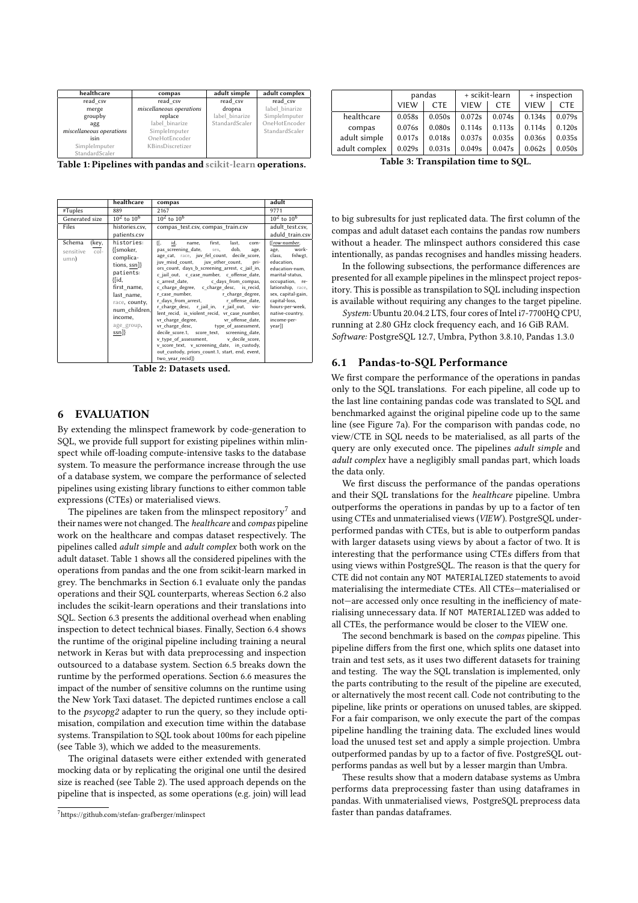| healthcare | compas | adult simple | adult complex |
|---|---|---|---|
| read_csv | read_csv | read_csv | read_csv |
| merge | *miscellaneous operations* | dropna | label_binarize |
| groupby | replace | label_binarize | SimpleImputer |
| agg | label_binarize | StandardScaler | OneHotEncoder |
| *miscellaneous operations* | SimpleImputer | | StandardScaler |
| isin | OneHotEncoder | | |
| SimpleImputer | KBinsDiscretizer | | |
| StandardScaler | | | |

**Table 1: Pipelines with pandas and scikit-learn operations.**

| | healthcare | compas | adult |
|---|---|---|---|
| #Tuples | 889 | 2167 | 9771 |
| Generated size | $10^2$ to $10^6$ | $10^2$ to $10^6$ | $10^2$ to $10^6$ |
| Files | histories.csv, patients.csv | compas_test.csv, compas_train.csv | adult_test.csv, adult_train.csv |
| Schema (key, sensitive column) | histories: {[smoker, complications, ssn]} patients: {[id, first_name, last_name, race, county, num_children, income, age_group, ssn]} | {[, id, name, first, last, compas_screening_date, sex, dob, age, age_cat, race, juv_fel_count, decile_score, juv_misd_count, juv_other_count, priors_count, days_b_screening_arrest, c_jail_in, c_jail_out, c_offense_number, c_offense_date, c_arrest_date, c_days_from_compas, c_charge_degree, c_charge_desc, is_recid, r_case_number, r_charge_degree, r_days_from_arrest, r_offense_date, r_charge_desc, r_jail_in, r_jail_out, violent_recid, is_violent_recid, vr_case_number, vr_charge_degree, vr_offense_date, vr_charge_desc, type_of_assessment, decile_score.1, score_text, screening_date, v_type_of_assessment, v_decile_score, v_score_text, v_screening_date, in_custody, out_custody, priors_count.1, start, end, event, two_year_recid]} | {[*row-number*, age, workclass, fnlwgt, education, education-num, marital-status, occupation, relationship, race, sex, capital-gain, capital-loss, hours-per-week, native-country, income-per-year]} |

**Table 2: Datasets used.**

## 6 EVALUATION

By extending the mlinspect framework by code-generation to SQL, we provide full support for existing pipelines within mlinspect while off-loading compute-intensive tasks to the database system. To measure the performance increase through the use of a database system, we compare the performance of selected pipelines using existing library functions to either common table expressions (CTEs) or materialised views.

The pipelines are taken from the mlinspect repository[7] and their names were not changed. The *healthcare* and *compas* pipeline work on the healthcare and compas dataset respectively. The pipelines called *adult simple* and *adult complex* both work on the adult dataset. Table 1 shows all the considered pipelines with the operations from pandas and the one from scikit-learn marked in grey. The benchmarks in Section 6.1 evaluate only the pandas operations and their SQL counterparts, whereas Section 6.2 also includes the scikit-learn operations and their translations into SQL. Section 6.3 presents the additional overhead when enabling inspection to detect technical biases. Finally, Section 6.4 shows the runtime of the original pipeline including training a neural network in Keras but with data preprocessing and inspection outsourced to a database system. Section 6.5 breaks down the runtime by the performed operations. Section 6.6 measures the impact of the number of sensitive columns on the runtime using the New York Taxi dataset. The depicted runtimes enclose a call to the *psycopg2* adapter to run the query, so they include optimisation, compilation and execution time within the database systems. Transpilation to SQL took about 100ms for each pipeline (see Table 3), which we added to the measurements.

The original datasets were either extended with generated mocking data or by replicating the original one until the desired size is reached (see Table 2). The used approach depends on the pipeline that is inspected, as some operations (e.g. join) will lead to big subresults for just replicated data. The first column of the compas and adult dataset each contains the pandas row numbers without a header. The mlinspect authors considered this case intentionally, as pandas recognises and handles missing headers.

[7] https://github.com/stefan-grafberger/mlinspect

| | pandas | | + scikit-learn | | + inspection | |
|---|---|---|---|---|---|---|
| | VIEW | CTE | VIEW | CTE | VIEW | CTE |
| healthcare | 0.058s | 0.050s | 0.072s | 0.074s | 0.134s | 0.079s |
| compas | 0.076s | 0.080s | 0.114s | 0.113s | 0.114s | 0.120s |
| adult simple | 0.017s | 0.018s | 0.037s | 0.035s | 0.036s | 0.035s |
| adult complex | 0.029s | 0.031s | 0.049s | 0.047s | 0.062s | 0.050s |

**Table 3: Transpilation time to SQL.**

In the following subsections, the performance differences are presented for all example pipelines in the mlinspect project repository. This is possible as transpilation to SQL including inspection is available without requiring any changes to the target pipeline.

*System:* Ubuntu 20.04.2 LTS, four cores of Intel i7-7700HQ CPU, running at 2.80 GHz clock frequency each, and 16 GiB RAM.
*Software:* PostgreSQL 12.7, Umbra, Python 3.8.10, Pandas 1.3.0

### 6.1 Pandas-to-SQL Performance

We first compare the performance of the operations in pandas only to the SQL translations. For each pipeline, all code up to the last line containing pandas code was translated to SQL and benchmarked against the original pipeline code up to the same line (see Figure 7a). For the comparison with pandas code, no view/CTE in SQL needs to be materialised, as all parts of the query are only executed once. The pipelines *adult simple* and *adult complex* have a negligibly small pandas part, which loads the data only.

We first discuss the performance of the pandas operations and their SQL translations for the *healthcare* pipeline. Umbra outperforms the operations in pandas by up to a factor of ten using CTEs and unmaterialised views (*VIEW*). PostgreSQL underperformed pandas with CTEs, but is able to outperform pandas with larger datasets using views by about a factor of two. It is interesting that the performance using CTEs differs from that using views within PostgreSQL. The reason is that the query for CTE did not contain any `NOT MATERIALIZED` statements to avoid materialising the intermediate CTEs. All CTEs—materialised or not—are accessed only once resulting in the inefficiency of materialising unnecessary data. If `NOT MATERIALIZED` was added to all CTEs, the performance would be closer to the VIEW one.

The second benchmark is based on the *compas* pipeline. This pipeline differs from the first one, which splits one dataset into train and test sets, as it uses two different datasets for training and testing. The way the SQL translation is implemented, only the parts contributing to the result of the pipeline are executed, or alternatively the most recent call. Code not contributing to the pipeline, like prints or operations on unused tables, are skipped. For a fair comparison, we only execute the part of the compas pipeline handling the training data. The excluded lines would load the unused test set and apply a simple projection. Umbra outperformed pandas by up to a factor of five. PostgreSQL outperforms pandas as well but by a lesser margin than Umbra.

These results show that a modern database systems as Umbra performs data preprocessing faster than using dataframes in pandas. With unmaterialised views, PostgreSQL preprocess data faster than pandas dataframes.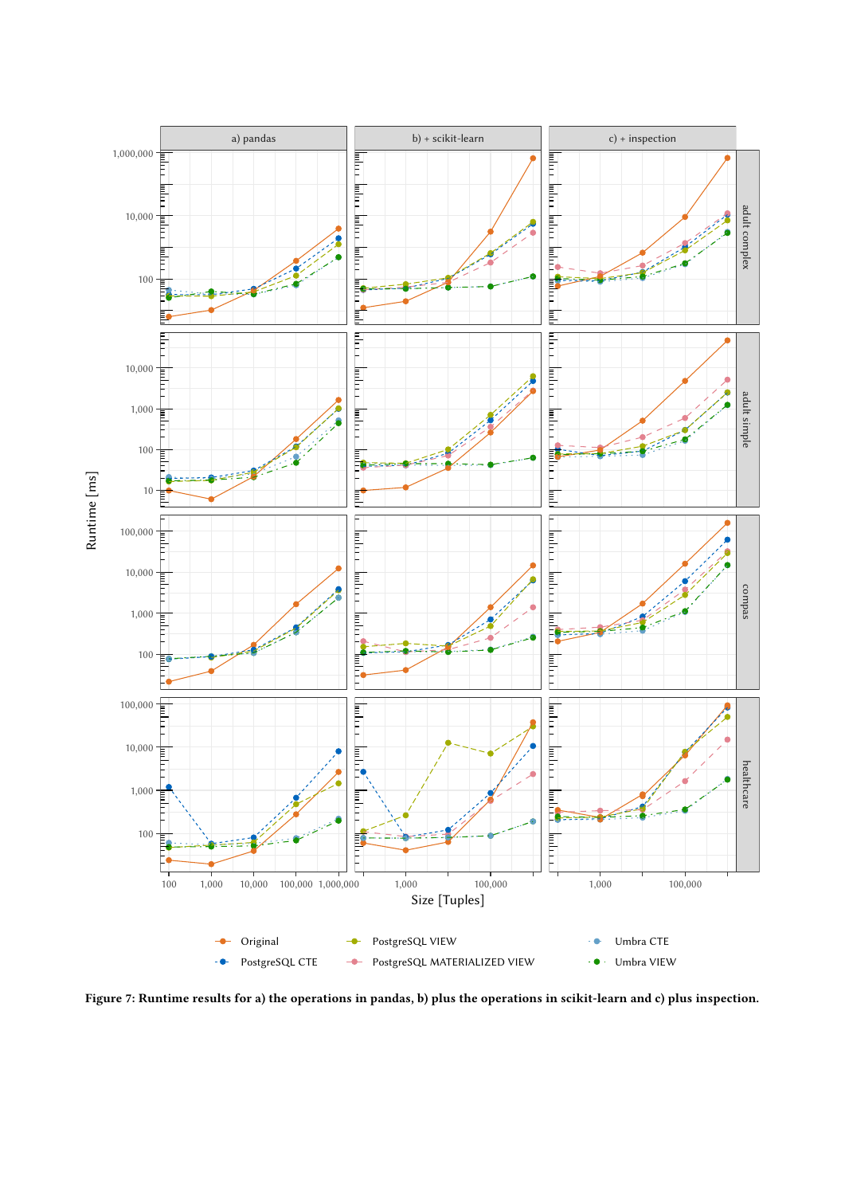Figure 7: Runtime results for a) the operations in pandas, b) plus the operations in scikit-learn and c) plus inspection.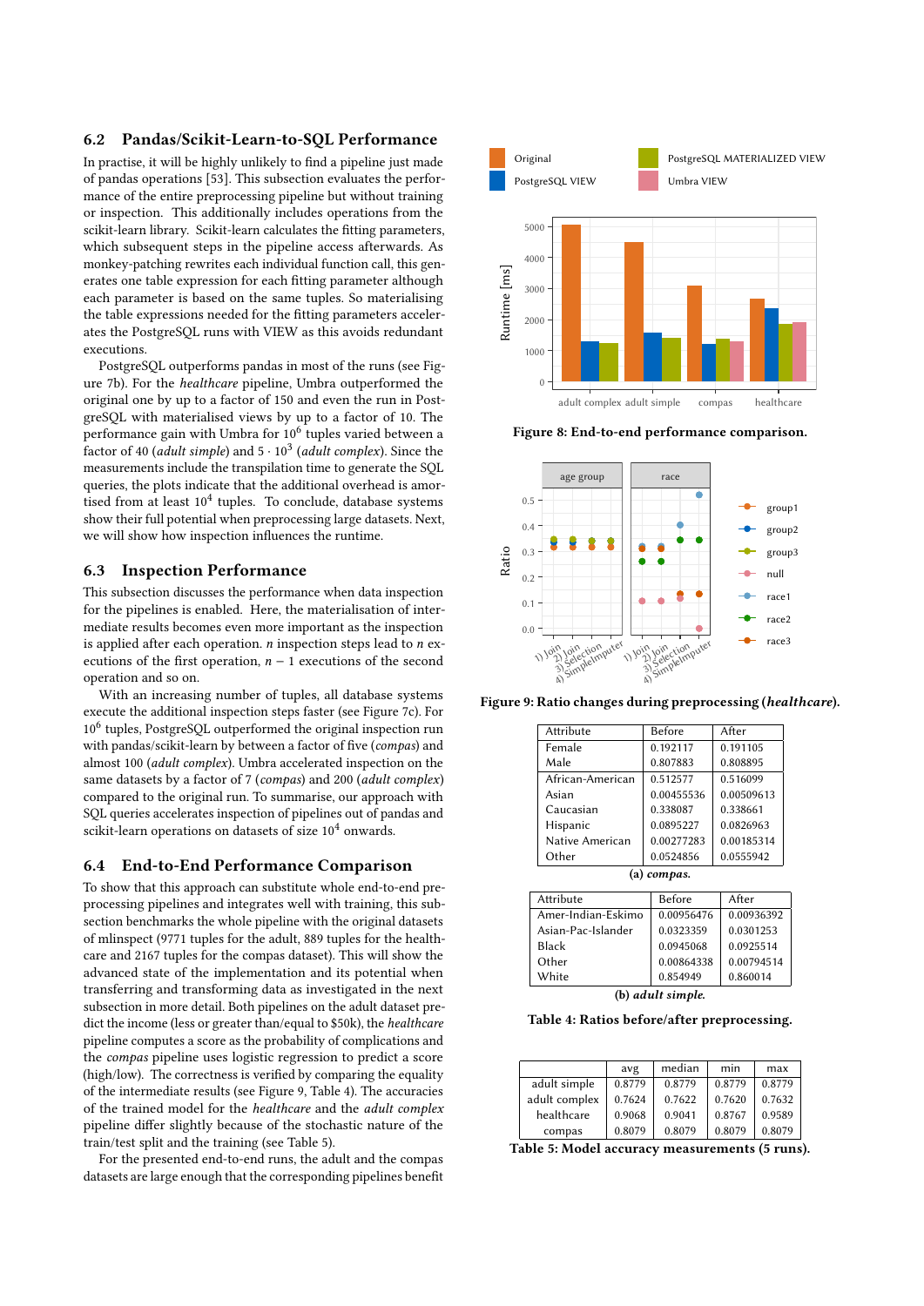### 6.2 Pandas/Scikit-Learn-to-SQL Performance

In practise, it will be highly unlikely to find a pipeline just made of pandas operations [53]. This subsection evaluates the performance of the entire preprocessing pipeline but without training or inspection. This additionally includes operations from the scikit-learn library. Scikit-learn calculates the fitting parameters, which subsequent steps in the pipeline access afterwards. As monkey-patching rewrites each individual function call, this generates one table expression for each fitting parameter although each parameter is based on the same tuples. So materialising the table expressions needed for the fitting parameters accelerates the PostgreSQL runs with VIEW as this avoids redundant executions.

PostgreSQL outperforms pandas in most of the runs (see Figure 7b). For the *healthcare* pipeline, Umbra outperformed the original one by up to a factor of 150 and even the run in PostgreSQL with materialised views by up to a factor of 10. The performance gain with Umbra for $10^6$ tuples varied between a factor of 40 (*adult simple*) and $5 \cdot 10^3$ (*adult complex*). Since the measurements include the transpilation time to generate the SQL queries, the plots indicate that the additional overhead is amortised from at least $10^4$ tuples. To conclude, database systems show their full potential when preprocessing large datasets. Next, we will show how inspection influences the runtime.

### 6.3 Inspection Performance

This subsection discusses the performance when data inspection for the pipelines is enabled. Here, the materialisation of intermediate results becomes even more important as the inspection is applied after each operation. $n$ inspection steps lead to $n$ executions of the first operation, $n-1$ executions of the second operation and so on.

With an increasing number of tuples, all database systems execute the additional inspection steps faster (see Figure 7c). For $10^6$ tuples, PostgreSQL outperformed the original inspection run with pandas/scikit-learn by between a factor of five (*compas*) and almost 100 (*adult complex*). Umbra accelerated inspection on the same datasets by a factor of 7 (*compas*) and 200 (*adult complex*) compared to the original run. To summarise, our approach with SQL queries accelerates inspection of pipelines out of pandas and scikit-learn operations on datasets of size $10^4$ onwards.

### 6.4 End-to-End Performance Comparison

To show that this approach can substitute whole end-to-end preprocessing pipelines and integrates well with training, this subsection benchmarks the whole pipeline with the original datasets of mlinspect (9771 tuples for the adult, 889 tuples for the healthcare and 2167 tuples for the compas dataset). This will show the advanced state of the implementation and its potential when transferring and transforming data as investigated in the next subsection in more detail. Both pipelines on the adult dataset predict the income (less or greater than/equal to \$50k), the *healthcare* pipeline computes a score as the probability of complications and the *compas* pipeline uses logistic regression to predict a score (high/low). The correctness is verified by comparing the equality of the intermediate results (see Figure 9, Table 4). The accuracies of the trained model for the *healthcare* and the *adult complex* pipeline differ slightly because of the stochastic nature of the train/test split and the training (see Table 5).

For the presented end-to-end runs, the adult and the compas datasets are large enough that the corresponding pipelines benefit

**Figure 8: End-to-end performance comparison.**

**Figure 9: Ratio changes during preprocessing (*healthcare*).**

| Attribute | Before | After |
|---|---|---|
| Female | 0.192117 | 0.191105 |
| Male | 0.807883 | 0.808895 |
| African-American | 0.512577 | 0.516099 |
| Asian | 0.00455536 | 0.00509613 |
| Caucasian | 0.338087 | 0.338661 |
| Hispanic | 0.0895227 | 0.0826963 |
| Native American | 0.00277283 | 0.00185314 |
| Other | 0.0524856 | 0.0555942 |

**(a) *compas*.**

| Attribute | Before | After |
|---|---|---|
| Amer-Indian-Eskimo | 0.00956476 | 0.00936392 |
| Asian-Pac-Islander | 0.0323359 | 0.0301253 |
| Black | 0.0945068 | 0.0925514 |
| Other | 0.00864338 | 0.00794514 |
| White | 0.854949 | 0.860014 |

**(b) *adult simple*.**

**Table 4: Ratios before/after preprocessing.**

| | avg | median | min | max |
|---|---|---|---|---|
| adult simple | 0.8779 | 0.8779 | 0.8779 | 0.8779 |
| adult complex | 0.7624 | 0.7622 | 0.7620 | 0.7632 |
| healthcare | 0.9068 | 0.9041 | 0.8767 | 0.9589 |
| compas | 0.8079 | 0.8079 | 0.8079 | 0.8079 |

**Table 5: Model accuracy measurements (5 runs).**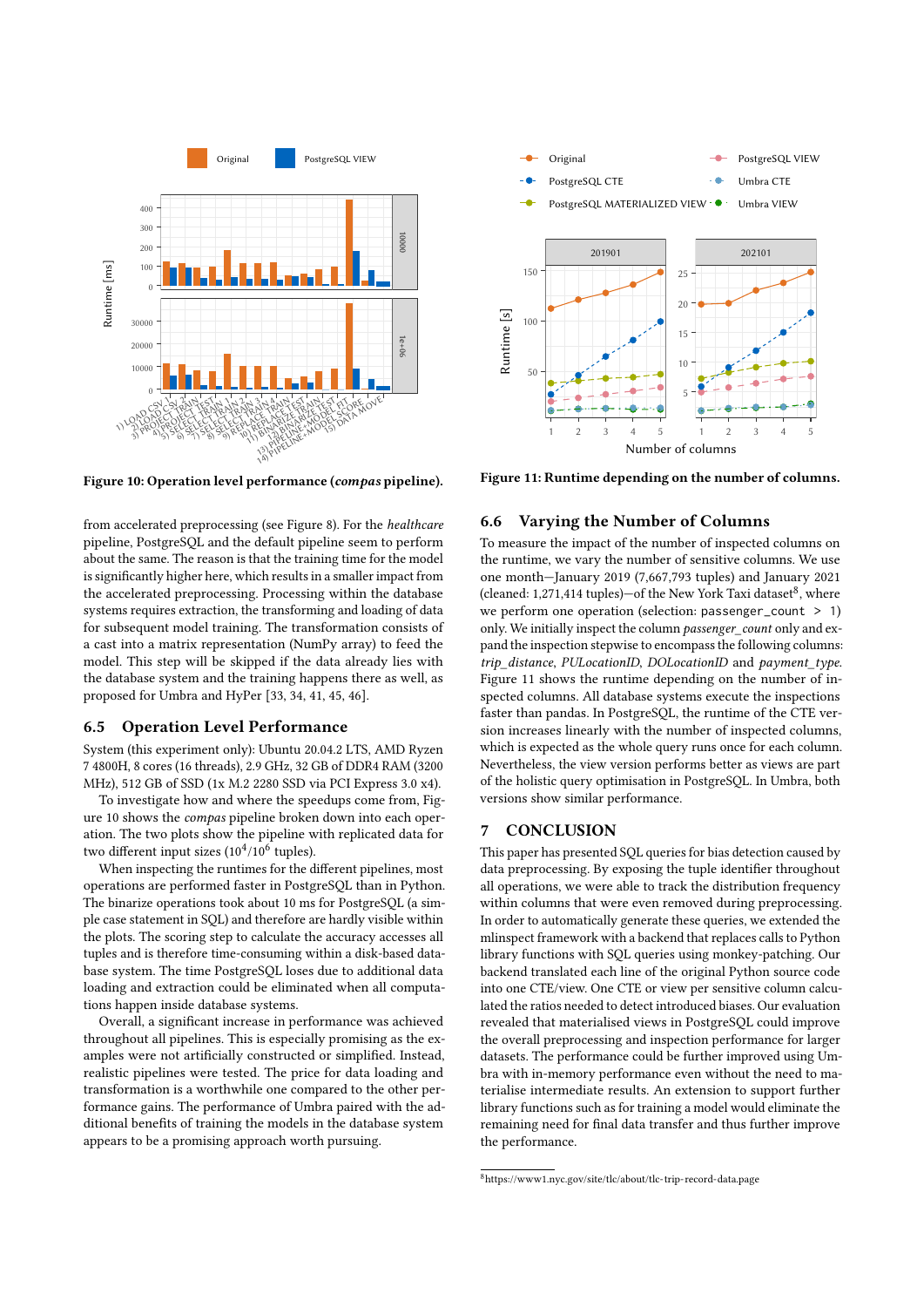Figure 10: Operation level performance (*compas* pipeline).

Figure 11: Runtime depending on the number of columns.

from accelerated preprocessing (see Figure 8). For the *healthcare* pipeline, PostgreSQL and the default pipeline seem to perform about the same. The reason is that the training time for the model is significantly higher here, which results in a smaller impact from the accelerated preprocessing. Processing within the database systems requires extraction, the transforming and loading of data for subsequent model training. The transformation consists of a cast into a matrix representation (NumPy array) to feed the model. This step will be skipped if the data already lies with the database system and the training happens there as well, as proposed for Umbra and HyPer [33, 34, 41, 45, 46].

## 6.5 Operation Level Performance

System (this experiment only): Ubuntu 20.04.2 LTS, AMD Ryzen 7 4800H, 8 cores (16 threads), 2.9 GHz, 32 GB of DDR4 RAM (3200 MHz), 512 GB of SSD (1x M.2 2280 SSD via PCI Express 3.0 x4).

To investigate how and where the speedups come from, Figure 10 shows the *compas* pipeline broken down into each operation. The two plots show the pipeline with replicated data for two different input sizes ($10^4$/$10^6$ tuples).

When inspecting the runtimes for the different pipelines, most operations are performed faster in PostgreSQL than in Python. The binarize operations took about 10 ms for PostgreSQL (a simple case statement in SQL) and therefore are hardly visible within the plots. The scoring step to calculate the accuracy accesses all tuples and is therefore time-consuming within a disk-based database system. The time PostgreSQL loses due to additional data loading and extraction could be eliminated when all computations happen inside database systems.

Overall, a significant increase in performance was achieved throughout all pipelines. This is especially promising as the examples were not artificially constructed or simplified. Instead, realistic pipelines were tested. The price for data loading and transformation is a worthwhile one compared to the other performance gains. The performance of Umbra paired with the additional benefits of training the models in the database system appears to be a promising approach worth pursuing.

## 6.6 Varying the Number of Columns

To measure the impact of the number of inspected columns on the runtime, we vary the number of sensitive columns. We use one month—January 2019 (7,667,793 tuples) and January 2021 (cleaned: 1,271,414 tuples)—of the New York Taxi dataset[8], where we perform one operation (selection: `passenger_count > 1`) only. We initially inspect the column *passenger_count* only and expand the inspection stepwise to encompass the following columns: *trip_distance*, *PULocationID*, *DOLocationID* and *payment_type*. Figure 11 shows the runtime depending on the number of inspected columns. All database systems execute the inspections faster than pandas. In PostgreSQL, the runtime of the CTE version increases linearly with the number of inspected columns, which is expected as the whole query runs once for each column. Nevertheless, the view version performs better as views are part of the holistic query optimisation in PostgreSQL. In Umbra, both versions show similar performance.

# 7 CONCLUSION

This paper has presented SQL queries for bias detection caused by data preprocessing. By exposing the tuple identifier throughout all operations, we were able to track the distribution frequency within columns that were even removed during preprocessing. In order to automatically generate these queries, we extended the mlinspect framework with a backend that replaces calls to Python library functions with SQL queries using monkey-patching. Our backend translated each line of the original Python source code into one CTE/view. One CTE or view per sensitive column calculated the ratios needed to detect introduced biases. Our evaluation revealed that materialised views in PostgreSQL could improve the overall preprocessing and inspection performance for larger datasets. The performance could be further improved using Umbra with in-memory performance even without the need to materialise intermediate results. An extension to support further library functions such as for training a model would eliminate the remaining need for final data transfer and thus further improve the performance.

[8] https://www1.nyc.gov/site/tlc/about/tlc-trip-record-data.page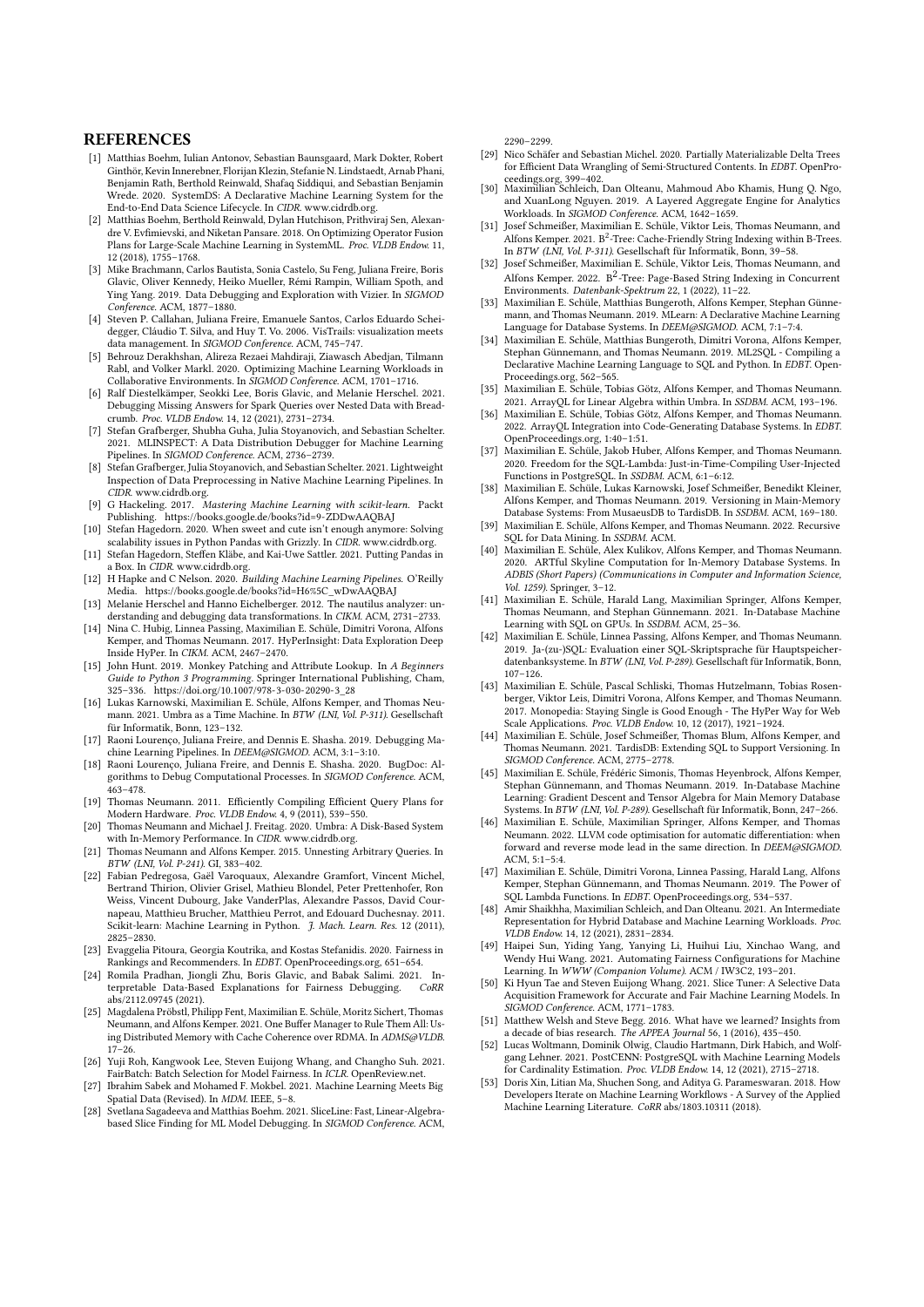## REFERENCES

- [1] Matthias Boehm, Iulian Antonov, Sebastian Baunsgaard, Mark Dokter, Robert Ginthör, Kevin Innerebner, Florijan Klezin, Stefanie N. Lindstaedt, Arnab Phani, Benjamin Rath, Berthold Reinwald, Shafaq Siddiqui, and Sebastian Benjamin Wrede. 2020. SystemDS: A Declarative Machine Learning System for the End-to-End Data Science Lifecycle. In *CIDR*. www.cidrdb.org.
- [2] Matthias Boehm, Berthold Reinwald, Dylan Hutchison, Prithviraj Sen, Alexandre V. Evfimievski, and Niketan Pansare. 2018. On Optimizing Operator Fusion Plans for Large-Scale Machine Learning in SystemML. *Proc. VLDB Endow.* 11, 12 (2018), 1755–1768.
- [3] Mike Brachmann, Carlos Bautista, Sonia Castelo, Su Feng, Juliana Freire, Boris Glavic, Oliver Kennedy, Heiko Mueller, Rémi Rampin, William Spoth, and Ying Yang. 2019. Data Debugging and Exploration with Vizier. In *SIGMOD Conference*. ACM, 1877–1880.
- [4] Steven P. Callahan, Juliana Freire, Emanuele Santos, Carlos Eduardo Scheidegger, Cláudio T. Silva, and Huy T. Vo. 2006. VisTrails: visualization meets data management. In *SIGMOD Conference*. ACM, 745–747.
- [5] Behrouz Derakhshan, Alireza Rezaei Mahdiraji, Ziawasch Abedjan, Tilmann Rabl, and Volker Markl. 2020. Optimizing Machine Learning Workloads in Collaborative Environments. In *SIGMOD Conference*. ACM, 1701–1716.
- [6] Ralf Diestelkämper, Seokki Lee, Boris Glavic, and Melanie Herschel. 2021. Debugging Missing Answers for Spark Queries over Nested Data with Breadcrumb. *Proc. VLDB Endow.* 14, 12 (2021), 2731–2734.
- [7] Stefan Grafberger, Shubha Guha, Julia Stoyanovich, and Sebastian Schelter. 2021. MLINSPECT: A Data Distribution Debugger for Machine Learning Pipelines. In *SIGMOD Conference*. ACM, 2736–2739.
- [8] Stefan Grafberger, Julia Stoyanovich, and Sebastian Schelter. 2021. Lightweight Inspection of Data Preprocessing in Native Machine Learning Pipelines. In *CIDR*. www.cidrdb.org.
- [9] G Hackeling. 2017. *Mastering Machine Learning with scikit-learn*. Packt Publishing. https://books.google.de/books?id=9-ZDDwAAQBAJ
- [10] Stefan Hagedorn. 2020. When sweet and cute isn't enough anymore: Solving scalability issues in Python Pandas with Grizzly. In *CIDR*. www.cidrdb.org.
- [11] Stefan Hagedorn, Steffen Kläbe, and Kai-Uwe Sattler. 2021. Putting Pandas in a Box. In *CIDR*. www.cidrdb.org.
- [12] H Hapke and C Nelson. 2020. *Building Machine Learning Pipelines*. O'Reilly Media. https://books.google.de/books?id=H6%5C_wDwAAQBAJ
- [13] Melanie Herschel and Hanno Eichelberger. 2012. The nautilus analyzer: understanding and debugging data transformations. In *CIKM*. ACM, 2731–2733.
- [14] Nina C. Hubig, Linnea Passing, Maximilian E. Schüle, Dimitri Vorona, Alfons Kemper, and Thomas Neumann. 2017. HyPerInsight: Data Exploration Deep Inside HyPer. In *CIKM*. ACM, 2467–2470.
- [15] John Hunt. 2019. Monkey Patching and Attribute Lookup. In *A Beginners Guide to Python 3 Programming*. Springer International Publishing, Cham, 325–336. https://doi.org/10.1007/978-3-030-20290-3_28
- [16] Lukas Karnowski, Maximilian E. Schüle, Alfons Kemper, and Thomas Neumann. 2021. Umbra as a Time Machine. In *BTW (LNI, Vol. P-311)*. Gesellschaft für Informatik, Bonn, 123–132.
- [17] Raoni Lourenço, Juliana Freire, and Dennis E. Shasha. 2019. Debugging Machine Learning Pipelines. In *DEEM@SIGMOD*. ACM, 3:1–3:10.
- [18] Raoni Lourenço, Juliana Freire, and Dennis E. Shasha. 2020. BugDoc: Algorithms to Debug Computational Processes. In *SIGMOD Conference*. ACM, 463–478.
- [19] Thomas Neumann. 2011. Efficiently Compiling Efficient Query Plans for Modern Hardware. *Proc. VLDB Endow.* 4, 9 (2011), 539–550.
- [20] Thomas Neumann and Michael J. Freitag. 2020. Umbra: A Disk-Based System with In-Memory Performance. In *CIDR*. www.cidrdb.org.
- [21] Thomas Neumann and Alfons Kemper. 2015. Unnesting Arbitrary Queries. In *BTW (LNI, Vol. P-241)*. GI, 383–402.
- [22] Fabian Pedregosa, Gaël Varoquaux, Alexandre Gramfort, Vincent Michel, Bertrand Thirion, Olivier Grisel, Mathieu Blondel, Peter Prettenhofer, Ron Weiss, Vincent Dubourg, Jake VanderPlas, Alexandre Passos, David Cournapeau, Matthieu Brucher, Matthieu Perrot, and Edouard Duchesnay. 2011. Scikit-learn: Machine Learning in Python. *J. Mach. Learn. Res.* 12 (2011), 2825–2830.
- [23] Evaggelia Pitoura, Georgia Koutrika, and Kostas Stefanidis. 2020. Fairness in Rankings and Recommenders. In *EDBT*. OpenProceedings.org, 651–654.
- [24] Romila Pradhan, Jiongli Zhu, Boris Glavic, and Babak Salimi. 2021. Interpretable Data-Based Explanations for Fairness Debugging. *CoRR* abs/2112.09745 (2021).
- [25] Magdalena Pröbstl, Philipp Fent, Maximilian E. Schüle, Moritz Sichert, Thomas Neumann, and Alfons Kemper. 2021. One Buffer Manager to Rule Them All: Using Distributed Memory with Cache Coherence over RDMA. In *ADMS@VLDB*. 17–26.
- [26] Yuji Roh, Kangwook Lee, Steven Euijong Whang, and Changho Suh. 2021. FairBatch: Batch Selection for Model Fairness. In *ICLR*. OpenReview.net.
- [27] Ibrahim Sabek and Mohamed F. Mokbel. 2021. Machine Learning Meets Big Spatial Data (Revised). In *MDM*. IEEE, 5–8.
- [28] Svetlana Sagadeeva and Matthias Boehm. 2021. SliceLine: Fast, Linear-Algebra-based Slice Finding for ML Model Debugging. In *SIGMOD Conference*. ACM, 2290–2299.
- [29] Nico Schäfer and Sebastian Michel. 2020. Partially Materializable Delta Trees for Efficient Data Wrangling of Semi-Structured Contents. In *EDBT*. OpenProceedings.org, 399–402.
- [30] Maximilian Schleich, Dan Olteanu, Mahmoud Abo Khamis, Hung Q. Ngo, and XuanLong Nguyen. 2019. A Layered Aggregate Engine for Analytics Workloads. In *SIGMOD Conference*. ACM, 1642–1659.
- [31] Josef Schmeißer, Maximilian E. Schüle, Viktor Leis, Thomas Neumann, and Alfons Kemper. 2021. $B^2$-Tree: Cache-Friendly String Indexing within B-Trees. In *BTW (LNI, Vol. P-311)*. Gesellschaft für Informatik, Bonn, 39–58.
- [32] Josef Schmeißer, Maximilian E. Schüle, Viktor Leis, Thomas Neumann, and Alfons Kemper. 2022. $B^2$-Tree: Page-Based String Indexing in Concurrent Environments. *Datenbank-Spektrum* 22, 1 (2022), 11–22.
- [33] Maximilian E. Schüle, Matthias Bungeroth, Alfons Kemper, Stephan Günnemann, and Thomas Neumann. 2019. MLearn: A Declarative Machine Learning Language for Database Systems. In *DEEM@SIGMOD*. ACM, 7:1–7:4.
- [34] Maximilian E. Schüle, Matthias Bungeroth, Dimitri Vorona, Alfons Kemper, Stephan Günnemann, and Thomas Neumann. 2019. ML2SQL - Compiling a Declarative Machine Learning Language to SQL and Python. In *EDBT*. OpenProceedings.org, 562–565.
- [35] Maximilian E. Schüle, Tobias Götz, Alfons Kemper, and Thomas Neumann. 2021. ArrayQL for Linear Algebra within Umbra. In *SSDBM*. ACM, 193–196.
- [36] Maximilian E. Schüle, Tobias Götz, Alfons Kemper, and Thomas Neumann. 2022. ArrayQL Integration into Code-Generating Database Systems. In *EDBT*. OpenProceedings.org, 1:40–1:51.
- [37] Maximilian E. Schüle, Jakob Huber, Alfons Kemper, and Thomas Neumann. 2020. Freedom for the SQL-Lambda: Just-in-Time-Compiling User-Injected Functions in PostgreSQL. In *SSDBM*. ACM, 6:1–6:12.
- [38] Maximilian E. Schüle, Lukas Karnowski, Josef Schmeißer, Benedikt Kleiner, Alfons Kemper, and Thomas Neumann. 2019. Versioning in Main-Memory Database Systems: From MusaeusDB to TardisDB. In *SSDBM*. ACM, 169–180.
- [39] Maximilian E. Schüle, Alfons Kemper, and Thomas Neumann. 2022. Recursive SQL for Data Mining. In *SSDBM*. ACM.
- [40] Maximilian E. Schüle, Alex Kulikov, Alfons Kemper, and Thomas Neumann. 2020. ARTful Skyline Computation for In-Memory Database Systems. In *ADBIS (Short Papers) (Communications in Computer and Information Science, Vol. 1259)*. Springer, 3–12.
- [41] Maximilian E. Schüle, Harald Lang, Maximilian Springer, Alfons Kemper, Thomas Neumann, and Stephan Günnemann. 2021. In-Database Machine Learning with SQL on GPUs. In *SSDBM*. ACM, 25–36.
- [42] Maximilian E. Schüle, Linnea Passing, Alfons Kemper, and Thomas Neumann. 2019. Ja-(zu-)SQL: Evaluation einer SQL-Skriptsprache für Hauptspeicherdatenbanksysteme. In *BTW (LNI, Vol. P-289)*. Gesellschaft für Informatik, Bonn, 107–126.
- [43] Maximilian E. Schüle, Pascal Schliski, Thomas Hutzelmann, Tobias Rosenberger, Viktor Leis, Dimitri Vorona, Alfons Kemper, and Thomas Neumann. 2017. Monopedia: Staying Single is Good Enough - The HyPer Way for Web Scale Applications. *Proc. VLDB Endow.* 10, 12 (2017), 1921–1924.
- [44] Maximilian E. Schüle, Josef Schmeißer, Thomas Blum, Alfons Kemper, and Thomas Neumann. 2021. TardisDB: Extending SQL to Support Versioning. In *SIGMOD Conference*. ACM, 2775–2778.
- [45] Maximilian E. Schüle, Frédéric Simonis, Thomas Heyenbrock, Alfons Kemper, Stephan Günnemann, and Thomas Neumann. 2019. In-Database Machine Learning: Gradient Descent and Tensor Algebra for Main Memory Database Systems. In *BTW (LNI, Vol. P-289)*. Gesellschaft für Informatik, Bonn, 247–266.
- [46] Maximilian E. Schüle, Maximilian Springer, Alfons Kemper, and Thomas Neumann. 2022. LLVM code optimisation for automatic differentiation: when forward and reverse mode lead in the same direction. In *DEEM@SIGMOD*. ACM, 5:1–5:4.
- [47] Maximilian E. Schüle, Dimitri Vorona, Linnea Passing, Harald Lang, Alfons Kemper, Stephan Günnemann, and Thomas Neumann. 2019. The Power of SQL Lambda Functions. In *EDBT*. OpenProceedings.org, 534–537.
- [48] Amir Shaikhha, Maximilian Schleich, and Dan Olteanu. 2021. An Intermediate Representation for Hybrid Database and Machine Learning Workloads. *Proc. VLDB Endow.* 14, 12 (2021), 2831–2834.
- [49] Haipei Sun, Yiding Yang, Yanying Li, Huihui Liu, Xinchao Wang, and Wendy Hui Wang. 2021. Automating Fairness Configurations for Machine Learning. In *WWW (Companion Volume)*. ACM / IW3C2, 193–201.
- [50] Ki Hyun Tae and Steven Euijong Whang. 2021. Slice Tuner: A Selective Data Acquisition Framework for Accurate and Fair Machine Learning Models. In *SIGMOD Conference*. ACM, 1771–1783.
- [51] Matthew Welsh and Steve Begg. 2016. What have we learned? Insights from a decade of bias research. *The APPEA Journal* 56, 1 (2016), 435–450.
- [52] Lucas Woltmann, Dominik Olwig, Claudio Hartmann, Dirk Habich, and Wolfgang Lehner. 2021. PostCENN: PostgreSQL with Machine Learning Models for Cardinality Estimation. *Proc. VLDB Endow.* 14, 12 (2021), 2715–2718.
- [53] Doris Xin, Litian Ma, Shuchen Song, and Aditya G. Parameswaran. 2018. How Developers Iterate on Machine Learning Workflows - A Survey of the Applied Machine Learning Literature. *CoRR* abs/1803.10311 (2018).